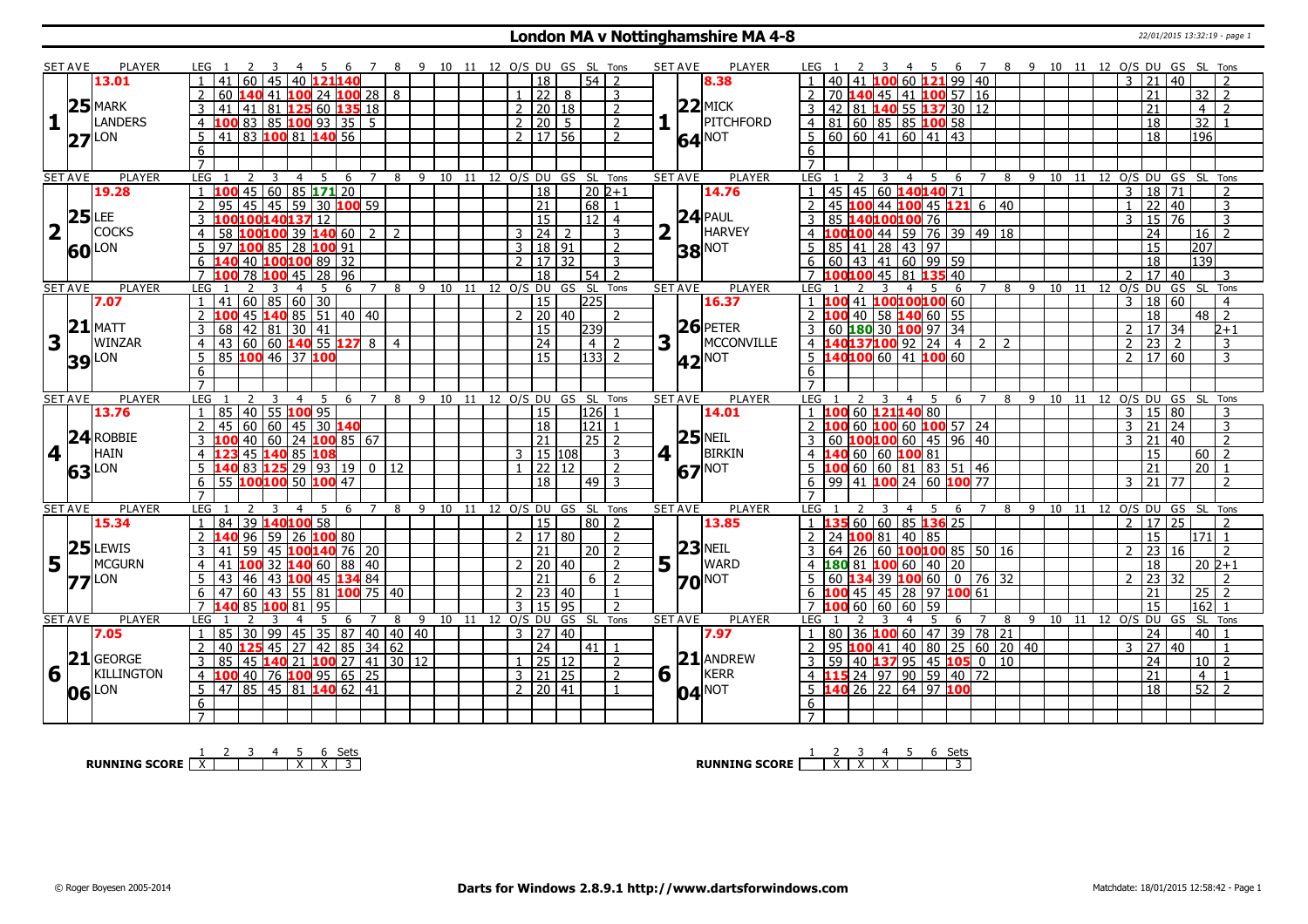## London MA v Nottinghamshire MA 4-8

22/01/2015 13:32:19 - page 1

### Set 1

**Mark Landers (LON)** — Set Ave 13.01, 25.27

| Leg | 1 | 2 | 3 | 4 | 5 | 6 | 7 | 8 | O/S | DU | GS | SL | Tons |
|---|---|---|---|---|---|---|---|---|---|---|---|---|---|
| 1 | 41 | 60 | 45 | 40 | 121 | 140 | | | | 18 | | 54 | 2 |
| 2 | 60 | 140 | 41 | 100 | 24 | 100 | 28 | 8 | 1 | 22 | 8 | | 3 |
| 3 | 41 | 41 | 81 | 125 | 60 | 135 | 18 | | 2 | 20 | 18 | | 2 |
| 4 | 100 | 83 | 85 | 100 | 93 | 35 | 5 | | 2 | 20 | 5 | | 2 |
| 5 | 41 | 83 | 100 | 81 | 140 | 56 | | | 2 | 17 | 56 | | 2 |

**Mick Pitchford (NOT)** — Set Ave 8.38, 22.64

| Leg | 1 | 2 | 3 | 4 | 5 | 6 | 7 | O/S | DU | GS | SL | Tons |
|---|---|---|---|---|---|---|---|---|---|---|---|---|
| 1 | 40 | 41 | 100 | 60 | 121 | 99 | 40 | 3 | 21 | 40 | | 2 |
| 2 | 70 | 140 | 45 | 41 | 100 | 57 | 16 | | 21 | | 32 | 2 |
| 3 | 42 | 81 | 140 | 55 | 137 | 30 | 12 | | 21 | | 4 | 2 |
| 4 | 81 | 60 | 85 | 85 | 100 | 58 | | | 18 | | 32 | 1 |
| 5 | 60 | 60 | 41 | 60 | 41 | 43 | | | 18 | | 196 | |

### Set 2

**Lee Cocks (LON)** — Set Ave 19.28, 25.60

| Leg | 1 | 2 | 3 | 4 | 5 | 6 | 7 | 8 | O/S | DU | GS | SL | Tons |
|---|---|---|---|---|---|---|---|---|---|---|---|---|---|
| 1 | 100 | 45 | 60 | 85 | 171 | 20 | | | | 18 | | 20 | 2+1 |
| 2 | 95 | 45 | 45 | 59 | 30 | 100 | 59 | | | 21 | | 68 | 1 |
| 3 | 100 | 100 | 140 | 137 | 12 | | | | | 15 | | 12 | 4 |
| 4 | 58 | 100 | 100 | 39 | 140 | 60 | 2 | 2 | 3 | 24 | 2 | | 3 |
| 5 | 97 | 100 | 85 | 28 | 100 | 91 | | | 3 | 18 | 91 | | 2 |
| 6 | 140 | 40 | 100 | 100 | 89 | 32 | | | 2 | 17 | 32 | | 3 |
| 7 | 100 | 78 | 100 | 45 | 28 | 96 | | | | 18 | | 54 | 2 |

**Paul Harvey (NOT)** — Set Ave 14.76, 24.38

| Leg | 1 | 2 | 3 | 4 | 5 | 6 | 7 | 8 | 9 | O/S | DU | GS | SL | Tons |
|---|---|---|---|---|---|---|---|---|---|---|---|---|---|---|
| 1 | 45 | 45 | 60 | 140 | 140 | 71 | | | | 3 | 18 | 71 | | 2 |
| 2 | 45 | 100 | 44 | 100 | 45 | 121 | 6 | 40 | | 1 | 22 | 40 | | 3 |
| 3 | 85 | 140 | 100 | 100 | 76 | | | | | 3 | 15 | 76 | | 3 |
| 4 | 100 | 100 | 44 | 59 | 76 | 39 | 49 | 18 | | | 24 | | 16 | 2 |
| 5 | 85 | 41 | 28 | 43 | 97 | | | | | | 15 | | 207 | |
| 6 | 60 | 43 | 41 | 60 | 99 | 59 | | | | | 18 | | 139 | |
| 7 | 100 | 100 | 45 | 81 | 135 | 40 | | | | 2 | 17 | 40 | | 3 |

### Set 3

**Matt Winzar (LON)** — Set Ave 7.07, 21.39

| Leg | 1 | 2 | 3 | 4 | 5 | 6 | 7 | 8 | 9 | O/S | DU | GS | SL | Tons |
|---|---|---|---|---|---|---|---|---|---|---|---|---|---|---|
| 1 | 41 | 60 | 85 | 60 | 30 | | | | | | 15 | | 225 | |
| 2 | 100 | 45 | 140 | 85 | 51 | 40 | 40 | | | 2 | 20 | 40 | | 2 |
| 3 | 68 | 42 | 81 | 30 | 41 | | | | | | 15 | | 239 | |
| 4 | 43 | 60 | 60 | 140 | 55 | 127 | 8 | 4 | | | 24 | | 4 | 2 |
| 5 | 85 | 100 | 46 | 37 | 100 | | | | | | 15 | | 133 | 2 |

**Peter McConville (NOT)** — Set Ave 16.37, 26.42

| Leg | 1 | 2 | 3 | 4 | 5 | 6 | 7 | 8 | O/S | DU | GS | SL | Tons |
|---|---|---|---|---|---|---|---|---|---|---|---|---|---|
| 1 | 100 | 41 | 100 | 100 | 100 | 60 | | | 3 | 18 | 60 | | 4 |
| 2 | 100 | 40 | 58 | 140 | 60 | 55 | | | | 18 | | 48 | 2 |
| 3 | 60 | 180 | 30 | 100 | 97 | 34 | | | 2 | 17 | 34 | | 2+1 |
| 4 | 140 | 137 | 100 | 92 | 24 | 4 | 2 | 2 | 2 | 23 | 2 | | 3 |
| 5 | 140 | 100 | 60 | 41 | 100 | 60 | | | 2 | 17 | 60 | | 3 |

### Set 4

**Robbie Hain (LON)** — Set Ave 13.76, 24.63

| Leg | 1 | 2 | 3 | 4 | 5 | 6 | 7 | 8 | O/S | DU | GS | SL | Tons |
|---|---|---|---|---|---|---|---|---|---|---|---|---|---|
| 1 | 85 | 40 | 55 | 100 | 95 | | | | | 15 | | 126 | 1 |
| 2 | 45 | 60 | 60 | 45 | 30 | 140 | | | | 18 | | 121 | 1 |
| 3 | 100 | 40 | 60 | 24 | 100 | 85 | 67 | | | 21 | | 25 | 2 |
| 4 | 123 | 45 | 140 | 85 | 108 | | | | 3 | 15 | 108 | | 3 |
| 5 | 140 | 83 | 125 | 29 | 93 | 19 | 0 | 12 | 1 | 22 | 12 | | 2 |
| 6 | 55 | 100 | 100 | 50 | 100 | 47 | | | | 18 | | 49 | 3 |

**Neil Birkin (NOT)** — Set Ave 14.01, 25.67

| Leg | 1 | 2 | 3 | 4 | 5 | 6 | 7 | O/S | DU | GS | SL | Tons |
|---|---|---|---|---|---|---|---|---|---|---|---|---|
| 1 | 100 | 60 | 121 | 140 | 80 | | | 3 | 15 | 80 | | 3 |
| 2 | 100 | 60 | 100 | 60 | 100 | 57 | 24 | 3 | 21 | 24 | | 3 |
| 3 | 60 | 100 | 100 | 60 | 45 | 96 | 40 | 3 | 21 | 40 | | 2 |
| 4 | 140 | 60 | 60 | 100 | 81 | | | | 15 | | 60 | 2 |
| 5 | 100 | 60 | 60 | 81 | 83 | 51 | 46 | | 21 | | 20 | 1 |
| 6 | 99 | 41 | 100 | 24 | 60 | 100 | 77 | 3 | 21 | 77 | | 2 |

### Set 5

**Lewis McGurn (LON)** — Set Ave 15.34, 25.77

| Leg | 1 | 2 | 3 | 4 | 5 | 6 | 7 | 8 | O/S | DU | GS | SL | Tons |
|---|---|---|---|---|---|---|---|---|---|---|---|---|---|
| 1 | 84 | 39 | 140 | 100 | 58 | | | | | 15 | | 80 | 2 |
| 2 | 140 | 96 | 59 | 26 | 100 | 80 | | | 2 | 17 | 80 | | 2 |
| 3 | 41 | 59 | 45 | 100 | 140 | 76 | 20 | | | 21 | | 20 | 2 |
| 4 | 41 | 100 | 32 | 140 | 60 | 88 | 40 | | 2 | 20 | 40 | | 2 |
| 5 | 43 | 46 | 43 | 100 | 45 | 134 | 84 | | | 21 | | 6 | 2 |
| 6 | 47 | 60 | 43 | 55 | 81 | 100 | 75 | 40 | 2 | 23 | 40 | | 1 |
| 7 | 140 | 85 | 100 | 81 | 95 | | | | 3 | 15 | 95 | | 2 |

**Neil Ward (NOT)** — Set Ave 13.85, 23.70

| Leg | 1 | 2 | 3 | 4 | 5 | 6 | 7 | 8 | O/S | DU | GS | SL | Tons |
|---|---|---|---|---|---|---|---|---|---|---|---|---|---|
| 1 | 135 | 60 | 60 | 85 | 136 | 25 | | | 2 | 17 | 25 | | 2 |
| 2 | 24 | 100 | 81 | 40 | 85 | | | | | 15 | | 171 | 1 |
| 3 | 64 | 26 | 60 | 100 | 100 | 85 | 50 | 16 | 2 | 23 | 16 | | 2 |
| 4 | 180 | 81 | 100 | 60 | 40 | 20 | | | | 18 | | 20 | 2+1 |
| 5 | 60 | 134 | 39 | 100 | 60 | 0 | 76 | 32 | 2 | 23 | 32 | | 2 |
| 6 | 100 | 45 | 45 | 28 | 97 | 100 | 61 | | | 21 | | 25 | 2 |
| 7 | 100 | 60 | 60 | 60 | 59 | | | | | 15 | | 162 | 1 |

### Set 6

**George Killington (LON)** — Set Ave 7.05, 21.06

| Leg | 1 | 2 | 3 | 4 | 5 | 6 | 7 | 8 | 9 | O/S | DU | GS | SL | Tons |
|---|---|---|---|---|---|---|---|---|---|---|---|---|---|---|
| 1 | 85 | 30 | 99 | 45 | 35 | 87 | 40 | 40 | 40 | 3 | 27 | 40 | | |
| 2 | 40 | 125 | 45 | 27 | 42 | 85 | 34 | 62 | | | 24 | | 41 | 1 |
| 3 | 85 | 45 | 140 | 21 | 100 | 27 | 41 | 30 | 12 | 1 | 25 | 12 | | 2 |
| 4 | 100 | 40 | 76 | 100 | 95 | 65 | 25 | | | 3 | 21 | 25 | | 2 |
| 5 | 47 | 85 | 45 | 81 | 140 | 62 | 41 | | | 2 | 20 | 41 | | 1 |

**Andrew Kerr (NOT)** — Set Ave 7.97, 21.04

| Leg | 1 | 2 | 3 | 4 | 5 | 6 | 7 | 8 | 9 | O/S | DU | GS | SL | Tons |
|---|---|---|---|---|---|---|---|---|---|---|---|---|---|---|
| 1 | 80 | 36 | 100 | 60 | 47 | 39 | 78 | 21 | | | 24 | | 40 | 1 |
| 2 | 95 | 100 | 41 | 40 | 80 | 25 | 60 | 20 | 40 | 3 | 27 | 40 | | 1 |
| 3 | 59 | 40 | 137 | 95 | 45 | 105 | 0 | 10 | | | 24 | | 10 | 2 |
| 4 | 115 | 24 | 97 | 90 | 59 | 40 | 72 | | | | 21 | | 4 | 1 |
| 5 | 140 | 26 | 22 | 64 | 97 | 100 | | | | | 18 | | 52 | 2 |

### Running Score

| | 1 | 2 | 3 | 4 | 5 | 6 | Sets |
|---|---|---|---|---|---|---|---|
| London | X | | | | X | X | 3 |
| Nottinghamshire | | X | X | X | | | 3 |

© Roger Boyesen 2005-2014 — Darts for Windows 2.8.9.1 http://www.dartsforwindows.com — Matchdate: 18/01/2015 12:58:42 - Page 1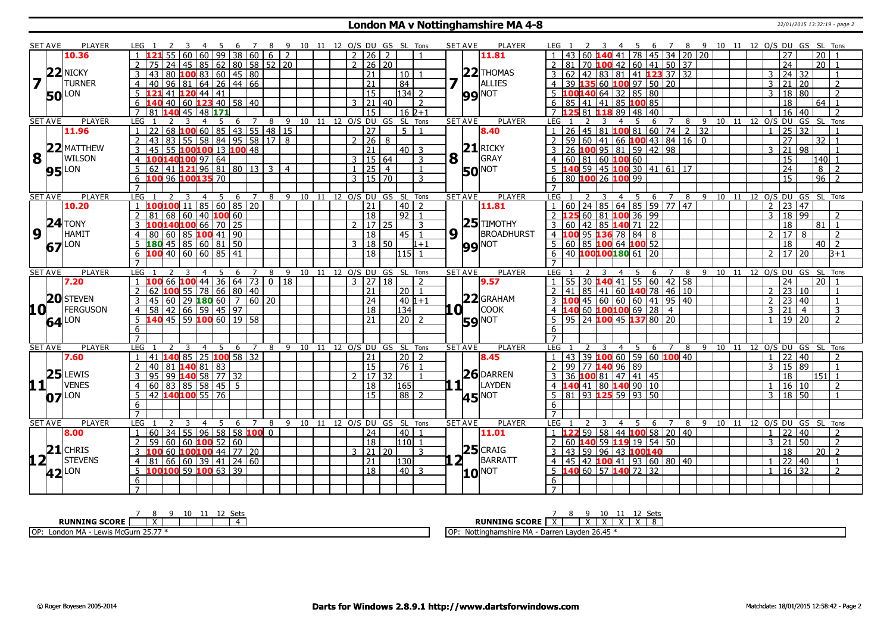# London MA v Nottinghamshire MA 4-8

| SET | AVE | PLAYER | LEG | 1 | 2 | 3 | 4 | 5 | 6 | 7 | 8 | 9 | 10 | 11 | 12 | O/S | DU | GS | SL | Tons |
|---|---|---|---|---|---|---|---|---|---|---|---|---|---|---|---|---|---|---|---|---|
| 7 | 10.36 | 22 NICKY TURNER 50 LON | 1 | 121 | 55 | 60 | 60 | 99 | 38 | 60 | 6 | 2 | | | | 2 | 26 | 2 | | 1 |
| | | | 2 | 75 | 24 | 45 | 85 | 62 | 80 | 58 | 52 | 20 | | | | 2 | 26 | 20 | | |
| | | | 3 | 43 | 80 | 100 | 83 | 60 | 45 | 80 | | | | | | | 21 | | 10 | 1 |
| | | | 4 | 40 | 96 | 81 | 64 | 26 | 44 | 66 | | | | | | | 21 | | 84 | |
| | | | 5 | 121 | 41 | 120 | 44 | 41 | | | | | | | | | 15 | | 134 | 2 |
| | | | 6 | 140 | 40 | 60 | 123 | 40 | 58 | 40 | | | | | | 3 | 21 | 40 | | 2 |
| | | | 7 | 81 | 140 | 45 | 48 | 171 | | | | | | | | | 15 | | 16 | 2+1 |

| SET | AVE | PLAYER | LEG | 1 | 2 | 3 | 4 | 5 | 6 | 7 | 8 | 9 | 10 | 11 | 12 | O/S | DU | GS | SL | Tons |
|---|---|---|---|---|---|---|---|---|---|---|---|---|---|---|---|---|---|---|---|---|
| 7 | 11.81 | 22 THOMAS ALLIES 99 NOT | 1 | 43 | 60 | 140 | 41 | 78 | 45 | 34 | 20 | 20 | | | | | 27 | | 20 | 1 |
| | | | 2 | 81 | 70 | 100 | 42 | 60 | 41 | 50 | 37 | | | | | | 24 | | 20 | 1 |
| | | | 3 | 62 | 42 | 83 | 81 | 41 | 123 | 37 | 32 | | | | | 3 | 24 | 32 | | 1 |
| | | | 4 | 39 | 135 | 60 | 100 | 97 | 50 | 20 | | | | | | 3 | 21 | 20 | | 2 |
| | | | 5 | 100 | 140 | 64 | 32 | 85 | 80 | | | | | | | 3 | 18 | 80 | | 2 |
| | | | 6 | 85 | 41 | 41 | 85 | 100 | 85 | | | | | | | | 18 | | 64 | 1 |
| | | | 7 | 125 | 81 | 118 | 89 | 48 | 40 | | | | | | | 1 | 16 | 40 | | 2 |

| SET | AVE | PLAYER | LEG | 1 | 2 | 3 | 4 | 5 | 6 | 7 | 8 | 9 | 10 | 11 | 12 | O/S | DU | GS | SL | Tons |
|---|---|---|---|---|---|---|---|---|---|---|---|---|---|---|---|---|---|---|---|---|
| 8 | 11.96 | 22 MATTHEW WILSON 95 LON | 1 | 22 | 68 | 100 | 60 | 85 | 43 | 55 | 48 | 15 | | | | | 27 | | 5 | 1 |
| | | | 2 | 43 | 83 | 55 | 58 | 84 | 95 | 58 | 17 | 8 | | | | 2 | 26 | 8 | | |
| | | | 3 | 45 | 55 | 100 | 100 | 13 | 100 | 48 | | | | | | | 21 | | 40 | 3 |
| | | | 4 | 100 | 140 | 100 | 97 | 64 | | | | | | | | 3 | 15 | 64 | | 3 |
| | | | 5 | 62 | 41 | 121 | 96 | 81 | 80 | 13 | 3 | 4 | | | | 1 | 25 | 4 | | 1 |
| | | | 6 | 100 | 96 | 100 | 135 | 70 | | | | | | | | 3 | 15 | 70 | | 3 |
| | | | 7 | | | | | | | | | | | | | | | | | |

| SET | AVE | PLAYER | LEG | 1 | 2 | 3 | 4 | 5 | 6 | 7 | 8 | 9 | 10 | 11 | 12 | O/S | DU | GS | SL | Tons |
|---|---|---|---|---|---|---|---|---|---|---|---|---|---|---|---|---|---|---|---|---|
| 8 | 8.40 | 21 RICKY GRAY 50 NOT | 1 | 26 | 45 | 81 | 100 | 81 | 60 | 74 | 2 | 32 | | | | 1 | 25 | 32 | | 1 |
| | | | 2 | 59 | 60 | 41 | 66 | 100 | 43 | 84 | 16 | 0 | | | | | 27 | | 32 | 1 |
| | | | 3 | 26 | 100 | 95 | 81 | 59 | 42 | 98 | | | | | | 3 | 21 | 98 | | 1 |
| | | | 4 | 60 | 81 | 60 | 100 | 60 | | | | | | | | | 15 | | 140 | 1 |
| | | | 5 | 140 | 59 | 45 | 100 | 30 | 41 | 61 | 17 | | | | | | 24 | | 8 | 2 |
| | | | 6 | 80 | 100 | 26 | 100 | 99 | | | | | | | | | 15 | | 96 | 2 |
| | | | 7 | | | | | | | | | | | | | | | | | |

| SET | AVE | PLAYER | LEG | 1 | 2 | 3 | 4 | 5 | 6 | 7 | 8 | 9 | 10 | 11 | 12 | O/S | DU | GS | SL | Tons |
|---|---|---|---|---|---|---|---|---|---|---|---|---|---|---|---|---|---|---|---|---|
| 9 | 10.20 | 24 TONY HAMIT 67 LON | 1 | 100 | 100 | 11 | 85 | 60 | 85 | 20 | | | | | | | 21 | | 40 | 2 |
| | | | 2 | 81 | 68 | 60 | 40 | 100 | 60 | | | | | | | | 18 | | 92 | 1 |
| | | | 3 | 100 | 140 | 100 | 66 | 70 | 25 | | | | | | | 2 | 17 | 25 | | 3 |
| | | | 4 | 80 | 60 | 85 | 100 | 41 | 90 | | | | | | | | 18 | | 45 | 1 |
| | | | 5 | 180 | 45 | 85 | 60 | 81 | 50 | | | | | | | 3 | 18 | 50 | | 1+1 |
| | | | 6 | 100 | 40 | 60 | 60 | 85 | 41 | | | | | | | | 18 | | 115 | 1 |
| | | | 7 | | | | | | | | | | | | | | | | | |

| SET | AVE | PLAYER | LEG | 1 | 2 | 3 | 4 | 5 | 6 | 7 | 8 | 9 | 10 | 11 | 12 | O/S | DU | GS | SL | Tons |
|---|---|---|---|---|---|---|---|---|---|---|---|---|---|---|---|---|---|---|---|---|
| 9 | 11.81 | 25 TIMOTHY BROADHURST 99 NOT | 1 | 60 | 24 | 85 | 64 | 85 | 59 | 77 | 47 | | | | | 2 | 23 | 47 | | |
| | | | 2 | 125 | 60 | 81 | 100 | 36 | 99 | | | | | | | 3 | 18 | 99 | | 2 |
| | | | 3 | 60 | 42 | 85 | 140 | 71 | 22 | | | | | | | | 18 | | 81 | 1 |
| | | | 4 | 100 | 95 | 136 | 78 | 84 | 8 | | | | | | | 2 | 17 | 8 | | 2 |
| | | | 5 | 60 | 85 | 100 | 64 | 100 | 52 | | | | | | | | 18 | | 40 | 2 |
| | | | 6 | 40 | 100 | 100 | 180 | 61 | 20 | | | | | | | 2 | 17 | 20 | | 3+1 |
| | | | 7 | | | | | | | | | | | | | | | | | |

| SET | AVE | PLAYER | LEG | 1 | 2 | 3 | 4 | 5 | 6 | 7 | 8 | 9 | 10 | 11 | 12 | O/S | DU | GS | SL | Tons |
|---|---|---|---|---|---|---|---|---|---|---|---|---|---|---|---|---|---|---|---|---|
| 10 | 7.20 | 20 STEVEN FERGUSON 64 LON | 1 | 100 | 66 | 100 | 44 | 36 | 64 | 73 | 0 | 18 | | | | 3 | 27 | 18 | | 2 |
| | | | 2 | 62 | 100 | 55 | 78 | 66 | 80 | 40 | | | | | | | 21 | | 20 | 1 |
| | | | 3 | 45 | 60 | 29 | 180 | 60 | 7 | 60 | 20 | | | | | | 24 | | 40 | 1+1 |
| | | | 4 | 58 | 42 | 66 | 59 | 45 | 97 | | | | | | | | 18 | | 134 | |
| | | | 5 | 140 | 45 | 59 | 100 | 60 | 19 | 58 | | | | | | | 21 | | 20 | 2 |
| | | | 6 | | | | | | | | | | | | | | | | | |
| | | | 7 | | | | | | | | | | | | | | | | | |

| SET | AVE | PLAYER | LEG | 1 | 2 | 3 | 4 | 5 | 6 | 7 | 8 | 9 | 10 | 11 | 12 | O/S | DU | GS | SL | Tons |
|---|---|---|---|---|---|---|---|---|---|---|---|---|---|---|---|---|---|---|---|---|
| 10 | 9.57 | 22 GRAHAM COOK 59 NOT | 1 | 55 | 30 | 140 | 41 | 55 | 60 | 42 | 58 | | | | | | 24 | | 20 | 1 |
| | | | 2 | 41 | 85 | 41 | 60 | 140 | 78 | 46 | 10 | | | | | 2 | 23 | 10 | | 1 |
| | | | 3 | 100 | 45 | 60 | 60 | 60 | 41 | 95 | 40 | | | | | 2 | 23 | 40 | | 1 |
| | | | 4 | 140 | 60 | 100 | 100 | 69 | 28 | 4 | | | | | | 3 | 21 | 4 | | 3 |
| | | | 5 | 95 | 24 | 100 | 45 | 137 | 80 | 20 | | | | | | 1 | 19 | 20 | | 2 |
| | | | 6 | | | | | | | | | | | | | | | | | |
| | | | 7 | | | | | | | | | | | | | | | | | |

| SET | AVE | PLAYER | LEG | 1 | 2 | 3 | 4 | 5 | 6 | 7 | 8 | 9 | 10 | 11 | 12 | O/S | DU | GS | SL | Tons |
|---|---|---|---|---|---|---|---|---|---|---|---|---|---|---|---|---|---|---|---|---|
| 11 | 7.60 | 25 LEWIS VENES 07 LON | 1 | 41 | 140 | 85 | 25 | 100 | 58 | 32 | | | | | | | 21 | | 20 | 2 |
| | | | 2 | 40 | 81 | 140 | 81 | 83 | | | | | | | | | 15 | | 76 | 1 |
| | | | 3 | 95 | 99 | 140 | 58 | 77 | 32 | | | | | | | 2 | 17 | 32 | | 1 |
| | | | 4 | 60 | 83 | 85 | 58 | 45 | 5 | | | | | | | | 18 | | 165 | |
| | | | 5 | 42 | 140 | 100 | 55 | 76 | | | | | | | | | 15 | | 88 | 2 |
| | | | 6 | | | | | | | | | | | | | | | | | |
| | | | 7 | | | | | | | | | | | | | | | | | |

| SET | AVE | PLAYER | LEG | 1 | 2 | 3 | 4 | 5 | 6 | 7 | 8 | 9 | 10 | 11 | 12 | O/S | DU | GS | SL | Tons |
|---|---|---|---|---|---|---|---|---|---|---|---|---|---|---|---|---|---|---|---|---|
| 11 | 8.45 | 26 DARREN LAYDEN 45 NOT | 1 | 43 | 39 | 100 | 60 | 59 | 60 | 100 | 40 | | | | | 1 | 22 | 40 | | 2 |
| | | | 2 | 99 | 77 | 140 | 96 | 89 | | | | | | | | 3 | 15 | 89 | | 1 |
| | | | 3 | 36 | 100 | 81 | 47 | 41 | 45 | | | | | | | | 18 | | 151 | 1 |
| | | | 4 | 140 | 41 | 80 | 140 | 90 | 10 | | | | | | | 1 | 16 | 10 | | 2 |
| | | | 5 | 81 | 93 | 125 | 59 | 93 | 50 | | | | | | | 3 | 18 | 50 | | 1 |
| | | | 6 | | | | | | | | | | | | | | | | | |
| | | | 7 | | | | | | | | | | | | | | | | | |

| SET | AVE | PLAYER | LEG | 1 | 2 | 3 | 4 | 5 | 6 | 7 | 8 | 9 | 10 | 11 | 12 | O/S | DU | GS | SL | Tons |
|---|---|---|---|---|---|---|---|---|---|---|---|---|---|---|---|---|---|---|---|---|
| 12 | 8.00 | 21 CHRIS STEVENS 42 LON | 1 | 60 | 34 | 55 | 96 | 58 | 58 | 100 | 0 | | | | | | 24 | | 40 | 1 |
| | | | 2 | 59 | 60 | 60 | 100 | 52 | 60 | | | | | | | | 18 | | 110 | 1 |
| | | | 3 | 100 | 60 | 100 | 100 | 44 | 77 | 20 | | | | | | 3 | 21 | 20 | | 3 |
| | | | 4 | 81 | 66 | 60 | 39 | 41 | 24 | 60 | | | | | | | 21 | | 130 | |
| | | | 5 | 100 | 100 | 59 | 100 | 63 | 39 | | | | | | | | 18 | | 40 | 3 |
| | | | 6 | | | | | | | | | | | | | | | | | |
| | | | 7 | | | | | | | | | | | | | | | | | |

| SET | AVE | PLAYER | LEG | 1 | 2 | 3 | 4 | 5 | 6 | 7 | 8 | 9 | 10 | 11 | 12 | O/S | DU | GS | SL | Tons |
|---|---|---|---|---|---|---|---|---|---|---|---|---|---|---|---|---|---|---|---|---|
| 12 | 11.01 | 25 CRAIG BARRATT 10 NOT | 1 | 122 | 59 | 58 | 44 | 100 | 58 | 20 | 40 | | | | | 1 | 22 | 40 | | 2 |
| | | | 2 | 60 | 140 | 59 | 119 | 19 | 54 | 50 | | | | | | 3 | 21 | 50 | | 2 |
| | | | 3 | 43 | 59 | 96 | 43 | 100 | 140 | | | | | | | | 18 | | 20 | 2 |
| | | | 4 | 45 | 42 | 100 | 41 | 93 | 60 | 80 | 40 | | | | | 1 | 22 | 40 | | 1 |
| | | | 5 | 140 | 60 | 57 | 140 | 72 | 32 | | | | | | | 1 | 16 | 32 | | 2 |
| | | | 6 | | | | | | | | | | | | | | | | | |
| | | | 7 | | | | | | | | | | | | | | | | | |

| RUNNING SCORE | 7 | 8 | 9 | 10 | 11 | 12 | Sets |
|---|---|---|---|---|---|---|---|
| London MA | | X | | | | | 4 |
| Nottinghamshire MA | X | | X | X | X | X | 8 |

OP: London MA - Lewis McGurn 25.77 *

OP: Nottinghamshire MA - Darren Layden 26.45 *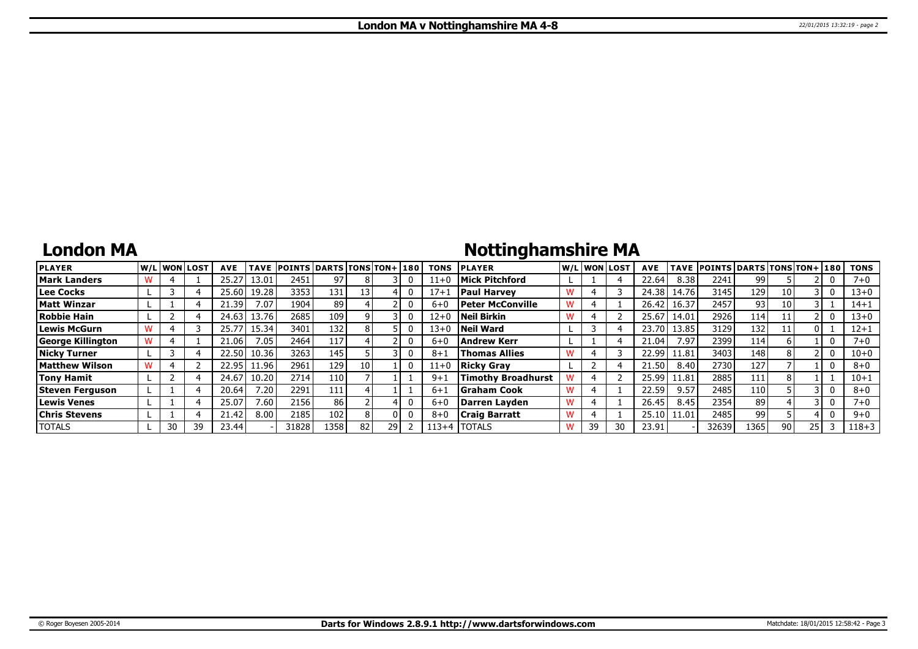# London MA v Nottinghamshire MA 4-8

## London MA

| PLAYER | W/L | WON | LOST | AVE | TAVE | POINTS | DARTS | TONS | TON+ | 180 | TONS |
|---|---|---|---|---|---|---|---|---|---|---|---|
| Mark Landers | W | 4 | 1 | 25.27 | 13.01 | 2451 | 97 | 8 | 3 | 0 | 11+0 |
| Lee Cocks | L | 3 | 4 | 25.60 | 19.28 | 3353 | 131 | 13 | 4 | 0 | 17+1 |
| Matt Winzar | L | 1 | 4 | 21.39 | 7.07 | 1904 | 89 | 4 | 2 | 0 | 6+0 |
| Robbie Hain | L | 2 | 4 | 24.63 | 13.76 | 2685 | 109 | 9 | 3 | 0 | 12+0 |
| Lewis McGurn | W | 4 | 3 | 25.77 | 15.34 | 3401 | 132 | 8 | 5 | 0 | 13+0 |
| George Killington | W | 4 | 1 | 21.06 | 7.05 | 2464 | 117 | 4 | 2 | 0 | 6+0 |
| Nicky Turner | L | 3 | 4 | 22.50 | 10.36 | 3263 | 145 | 5 | 3 | 0 | 8+1 |
| Matthew Wilson | W | 4 | 2 | 22.95 | 11.96 | 2961 | 129 | 10 | 1 | 0 | 11+0 |
| Tony Hamit | L | 2 | 4 | 24.67 | 10.20 | 2714 | 110 | 7 | 1 | 1 | 9+1 |
| Steven Ferguson | L | 1 | 4 | 20.64 | 7.20 | 2291 | 111 | 4 | 1 | 1 | 6+1 |
| Lewis Venes | L | 1 | 4 | 25.07 | 7.60 | 2156 | 86 | 2 | 4 | 0 | 6+0 |
| Chris Stevens | L | 1 | 4 | 21.42 | 8.00 | 2185 | 102 | 8 | 0 | 0 | 8+0 |
| TOTALS | L | 30 | 39 | 23.44 | - | 31828 | 1358 | 82 | 29 | 2 | 113+4 |

## Nottinghamshire MA

| PLAYER | W/L | WON | LOST | AVE | TAVE | POINTS | DARTS | TONS | TON+ | 180 | TONS |
|---|---|---|---|---|---|---|---|---|---|---|---|
| Mick Pitchford | L | 1 | 4 | 22.64 | 8.38 | 2241 | 99 | 5 | 2 | 0 | 7+0 |
| Paul Harvey | W | 4 | 3 | 24.38 | 14.76 | 3145 | 129 | 10 | 3 | 0 | 13+0 |
| Peter McConville | W | 4 | 1 | 26.42 | 16.37 | 2457 | 93 | 10 | 3 | 1 | 14+1 |
| Neil Birkin | W | 4 | 2 | 25.67 | 14.01 | 2926 | 114 | 11 | 2 | 0 | 13+0 |
| Neil Ward | L | 3 | 4 | 23.70 | 13.85 | 3129 | 132 | 11 | 0 | 1 | 12+1 |
| Andrew Kerr | L | 1 | 4 | 21.04 | 7.97 | 2399 | 114 | 6 | 1 | 0 | 7+0 |
| Thomas Allies | W | 4 | 3 | 22.99 | 11.81 | 3403 | 148 | 8 | 2 | 0 | 10+0 |
| Ricky Gray | L | 2 | 4 | 21.50 | 8.40 | 2730 | 127 | 7 | 1 | 0 | 8+0 |
| Timothy Broadhurst | W | 4 | 2 | 25.99 | 11.81 | 2885 | 111 | 8 | 1 | 1 | 10+1 |
| Graham Cook | W | 4 | 1 | 22.59 | 9.57 | 2485 | 110 | 5 | 3 | 0 | 8+0 |
| Darren Layden | W | 4 | 1 | 26.45 | 8.45 | 2354 | 89 | 4 | 3 | 0 | 7+0 |
| Craig Barratt | W | 4 | 1 | 25.10 | 11.01 | 2485 | 99 | 5 | 4 | 0 | 9+0 |
| TOTALS | W | 39 | 30 | 23.91 | - | 32639 | 1365 | 90 | 25 | 3 | 118+3 |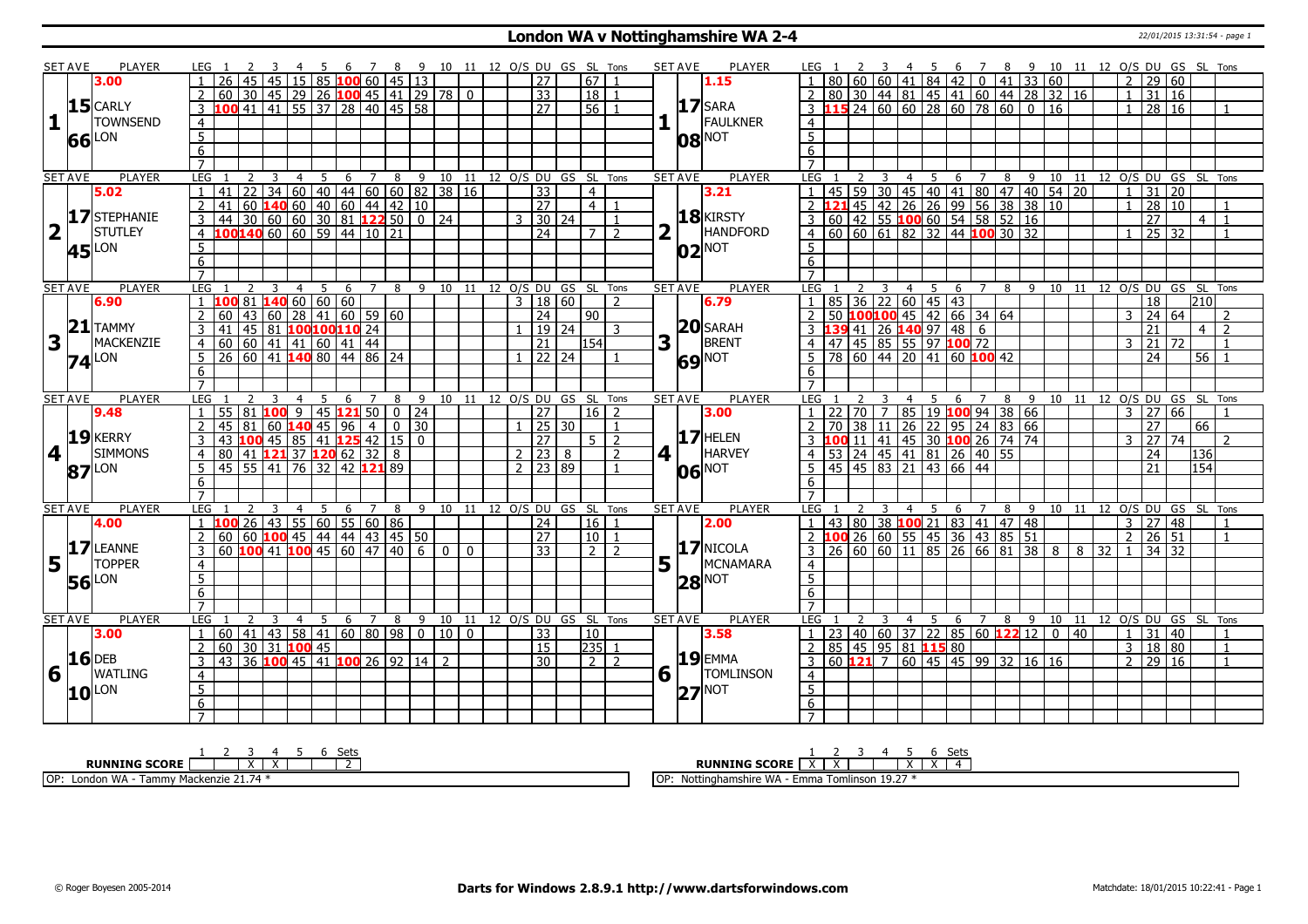# London WA v Nottinghamshire WA 2-4

22/01/2015 13:31:54 - page 1

| SET AVE | PLAYER | LEG | 1 | 2 | 3 | 4 | 5 | 6 | 7 | 8 | 9 | 10 | 11 | 12 | O/S | DU | GS | SL | Tons | SET AVE | PLAYER | LEG | 1 | 2 | 3 | 4 | 5 | 6 | 7 | 8 | 9 | 10 | 11 | 12 | O/S | DU | GS | SL | Tons |
|---|---|---|---|---|---|---|---|---|---|---|---|---|---|---|---|---|---|---|---|---|---|---|---|---|---|---|---|---|---|---|---|---|---|---|---|---|---|---|---|
| 1 | 3.00 15.66 CARLY TOWNSEND LON | 1 | 26 | 45 | 45 | 15 | 85 | 100 | 60 | 45 | 13 | | | | | 27 | | 67 | 1 | 1 | 1.15 17.08 SARA FAULKNER NOT | 1 | 80 | 60 | 60 | 41 | 84 | 42 | 0 | 41 | 33 | 60 | | | 2 | 29 | 60 | | |
| | | 2 | 60 | 30 | 45 | 29 | 26 | 100 | 45 | 41 | 29 | 78 | 0 | | | 33 | | 18 | 1 | | | 2 | 80 | 30 | 44 | 81 | 45 | 41 | 60 | 44 | 28 | 32 | 16 | | 1 | 31 | 16 | | |
| | | 3 | 100 | 41 | 41 | 55 | 37 | 28 | 40 | 45 | 58 | | | | | 27 | | 56 | 1 | | | 3 | 115 | 24 | 60 | 60 | 28 | 60 | 78 | 60 | 0 | 16 | | | 1 | 28 | 16 | | 1 |
| 2 | 5.02 17.45 STEPHANIE STUTLEY LON | 1 | 41 | 22 | 34 | 60 | 40 | 44 | 60 | 60 | 82 | 38 | 16 | | | 33 | | 4 | | 2 | 3.21 18.02 KIRSTY HANDFORD NOT | 1 | 45 | 59 | 30 | 45 | 40 | 41 | 80 | 47 | 40 | 54 | 20 | | 1 | 31 | 20 | | |
| | | 2 | 41 | 60 | 140 | 60 | 40 | 60 | 44 | 42 | 10 | | | | | 27 | | 4 | 1 | | | 2 | 121 | 45 | 42 | 26 | 26 | 99 | 56 | 38 | 38 | 10 | | | 1 | 28 | 10 | | 1 |
| | | 3 | 44 | 30 | 60 | 60 | 30 | 81 | 122 | 50 | 0 | 24 | | | 3 | 30 | 24 | | 1 | | | 3 | 60 | 42 | 55 | 100 | 60 | 54 | 58 | 52 | 16 | | | | | 27 | | 4 | 1 |
| | | 4 | 100 | 140 | 60 | 60 | 59 | 44 | 10 | 21 | | | | | | 24 | | 7 | 2 | | | 4 | 60 | 60 | 61 | 82 | 32 | 44 | 100 | 30 | 32 | | | | 1 | 25 | 32 | | 1 |
| 3 | 6.90 21.74 TAMMY MACKENZIE LON | 1 | 100 | 81 | 140 | 60 | 60 | 60 | | | | | | | 3 | 18 | 60 | | 2 | 3 | 6.79 20.69 SARAH BRENT NOT | 1 | 85 | 36 | 22 | 60 | 45 | 43 | | | | | | | | 18 | | 210 | |
| | | 2 | 60 | 43 | 60 | 28 | 41 | 60 | 59 | 60 | | | | | | 24 | | 90 | | | | 2 | 50 | 100 | 100 | 45 | 42 | 66 | 34 | 64 | | | | | 3 | 24 | 64 | | 2 |
| | | 3 | 41 | 45 | 81 | 100 | 100 | 110 | 24 | | | | | | 1 | 19 | 24 | | 3 | | | 3 | 139 | 41 | 26 | 140 | 97 | 48 | 6 | | | | | | | 21 | | 4 | 2 |
| | | 4 | 60 | 60 | 41 | 41 | 60 | 41 | 44 | | | | | | | 21 | | 154 | | | | 4 | 47 | 45 | 85 | 55 | 97 | 100 | 72 | | | | | | 3 | 21 | 72 | | 1 |
| | | 5 | 26 | 60 | 41 | 140 | 80 | 44 | 86 | 24 | | | | | 1 | 22 | 24 | | 1 | | | 5 | 78 | 60 | 44 | 20 | 41 | 60 | 100 | 42 | | | | | | 24 | | 56 | 1 |
| 4 | 9.48 19.87 KERRY SIMMONS LON | 1 | 55 | 81 | 100 | 9 | 45 | 121 | 50 | 0 | 24 | | | | | 27 | | 16 | 2 | 4 | 3.00 17.06 HELEN HARVEY NOT | 1 | 22 | 70 | 7 | 85 | 19 | 100 | 94 | 38 | 66 | | | | 3 | 27 | 66 | | 1 |
| | | 2 | 45 | 81 | 60 | 140 | 45 | 96 | 4 | 0 | 30 | | | | 1 | 25 | 30 | | 1 | | | 2 | 70 | 38 | 11 | 26 | 22 | 95 | 24 | 83 | 66 | | | | | 27 | | 66 | |
| | | 3 | 43 | 100 | 45 | 85 | 41 | 125 | 42 | 15 | 0 | | | | | 27 | | 5 | 2 | | | 3 | 100 | 11 | 41 | 45 | 30 | 100 | 26 | 74 | 74 | | | | 3 | 27 | 74 | | 2 |
| | | 4 | 80 | 41 | 121 | 37 | 120 | 62 | 32 | 8 | | | | | 2 | 23 | 8 | | 2 | | | 4 | 53 | 24 | 45 | 41 | 81 | 26 | 40 | 55 | | | | | | 24 | | 136 | |
| | | 5 | 45 | 55 | 41 | 76 | 32 | 42 | 121 | 89 | | | | | 2 | 23 | 89 | | 1 | | | 5 | 45 | 45 | 83 | 21 | 43 | 66 | 44 | | | | | | | 21 | | 154 | |
| 5 | 4.00 17.56 LEANNE TOPPER LON | 1 | 100 | 26 | 43 | 55 | 60 | 55 | 60 | 86 | | | | | | 24 | | 16 | 1 | 5 | 2.00 17.28 NICOLA MCNAMARA NOT | 1 | 43 | 80 | 38 | 100 | 21 | 83 | 41 | 47 | 48 | | | | 3 | 27 | 48 | | 1 |
| | | 2 | 60 | 60 | 100 | 45 | 44 | 44 | 43 | 45 | 50 | | | | | 27 | | 10 | 1 | | | 2 | 100 | 26 | 60 | 55 | 45 | 36 | 43 | 85 | 51 | | | | 2 | 26 | 51 | | 1 |
| | | 3 | 60 | 100 | 41 | 100 | 45 | 60 | 47 | 40 | 6 | 0 | 0 | | | 33 | | 2 | 2 | | | 3 | 26 | 60 | 60 | 11 | 85 | 26 | 66 | 81 | 38 | 8 | 8 | 32 | 1 | 34 | 32 | | |
| 6 | 3.00 16.10 DEB WATLING LON | 1 | 60 | 41 | 43 | 58 | 41 | 60 | 80 | 98 | 0 | 10 | 0 | | | 33 | | 10 | | 6 | 3.58 19.27 EMMA TOMLINSON NOT | 1 | 23 | 40 | 60 | 37 | 22 | 85 | 60 | 122 | 12 | 0 | 40 | | 1 | 31 | 40 | | 1 |
| | | 2 | 60 | 30 | 31 | 100 | 45 | | | | | | | | | 15 | | 235 | 1 | | | 2 | 85 | 45 | 95 | 81 | 115 | 80 | | | | | | | 3 | 18 | 80 | | 1 |
| | | 3 | 43 | 36 | 100 | 45 | 41 | 100 | 26 | 92 | 14 | 2 | | | | 30 | | 2 | 2 | | | 3 | 60 | 121 | 7 | 60 | 45 | 45 | 99 | 32 | 16 | 16 | | | 2 | 29 | 16 | | 1 |

| RUNNING SCORE | 1 | 2 | 3 | 4 | 5 | 6 | Sets |
|---|---|---|---|---|---|---|---|
| London WA | | X | X | | | | 2 |
| Nottinghamshire WA | X | X | | | X | X | 4 |

OP: London WA - Tammy Mackenzie 21.74 *

OP: Nottinghamshire WA - Emma Tomlinson 19.27 *

© Roger Boyesen 2005-2014 | Darts for Windows 2.8.9.1 http://www.dartsforwindows.com | Matchdate: 18/01/2015 10:22:41 - Page 1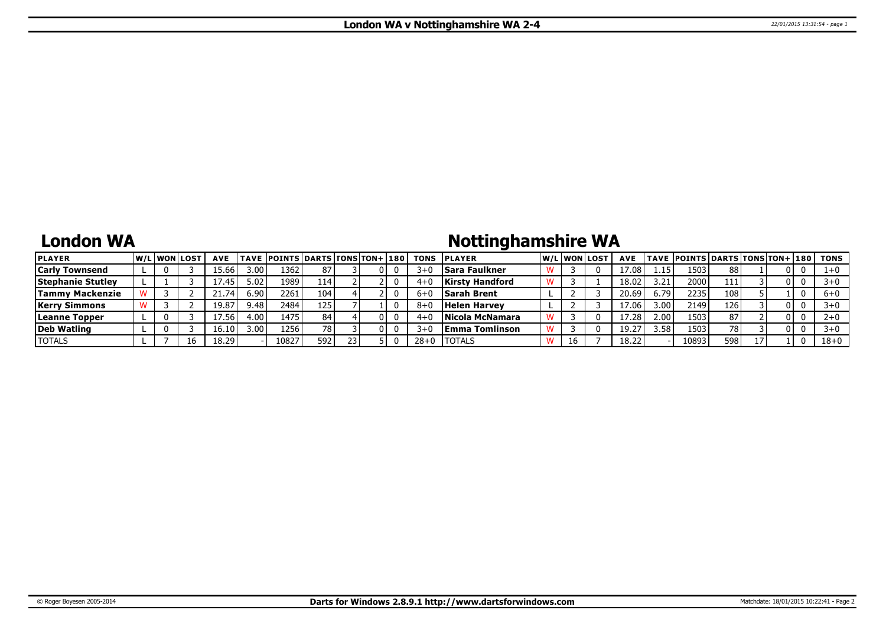# London WA v Nottinghamshire WA 2-4

## London WA

## Nottinghamshire WA

| PLAYER | W/L | WON | LOST | AVE | TAVE | POINTS | DARTS | TONS | TON+ | 180 | TONS | PLAYER | W/L | WON | LOST | AVE | TAVE | POINTS | DARTS | TONS | TON+ | 180 | TONS |
|---|---|---|---|---|---|---|---|---|---|---|---|---|---|---|---|---|---|---|---|---|---|---|---|
| **Carly Townsend** | L | 0 | 3 | 15.66 | 3.00 | 1362 | 87 | 3 | 0 | 0 | 3+0 | **Sara Faulkner** | W | 3 | 0 | 17.08 | 1.15 | 1503 | 88 | 1 | 0 | 0 | 1+0 |
| **Stephanie Stutley** | L | 1 | 3 | 17.45 | 5.02 | 1989 | 114 | 2 | 2 | 0 | 4+0 | **Kirsty Handford** | W | 3 | 1 | 18.02 | 3.21 | 2000 | 111 | 3 | 0 | 0 | 3+0 |
| **Tammy Mackenzie** | W | 3 | 2 | 21.74 | 6.90 | 2261 | 104 | 4 | 2 | 0 | 6+0 | **Sarah Brent** | L | 2 | 3 | 20.69 | 6.79 | 2235 | 108 | 5 | 1 | 0 | 6+0 |
| **Kerry Simmons** | W | 3 | 2 | 19.87 | 9.48 | 2484 | 125 | 7 | 1 | 0 | 8+0 | **Helen Harvey** | L | 2 | 3 | 17.06 | 3.00 | 2149 | 126 | 3 | 0 | 0 | 3+0 |
| **Leanne Topper** | L | 0 | 3 | 17.56 | 4.00 | 1475 | 84 | 4 | 0 | 0 | 4+0 | **Nicola McNamara** | W | 3 | 0 | 17.28 | 2.00 | 1503 | 87 | 2 | 0 | 0 | 2+0 |
| **Deb Watling** | L | 0 | 3 | 16.10 | 3.00 | 1256 | 78 | 3 | 0 | 0 | 3+0 | **Emma Tomlinson** | W | 3 | 0 | 19.27 | 3.58 | 1503 | 78 | 3 | 0 | 0 | 3+0 |
| TOTALS | L | 7 | 16 | 18.29 | - | 10827 | 592 | 23 | 5 | 0 | 28+0 | TOTALS | W | 16 | 7 | 18.22 | - | 10893 | 598 | 17 | 1 | 0 | 18+0 |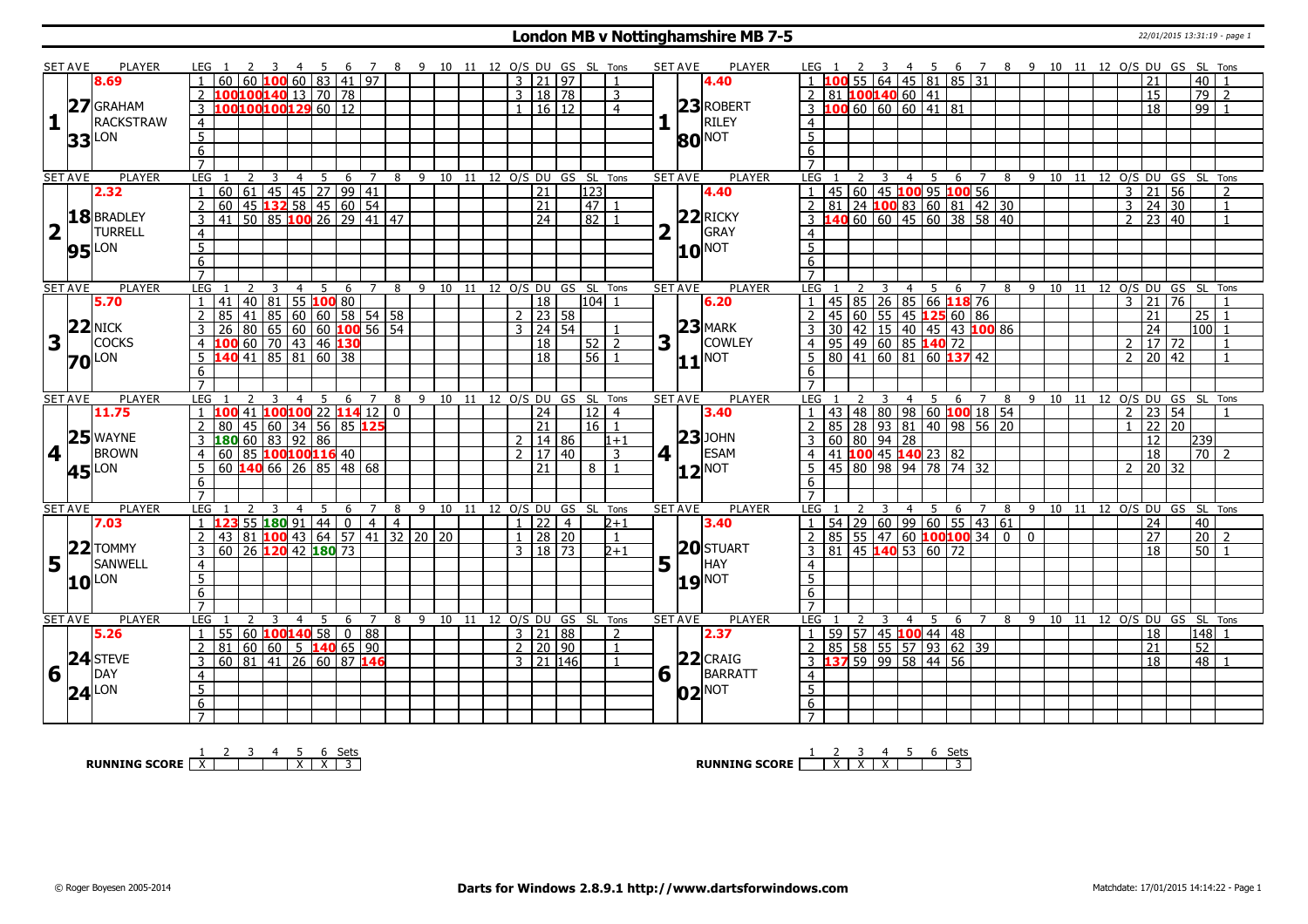# London MB v Nottinghamshire MB 7-5

22/01/2015 13:31:19 - page 1

## Set 1

| SET AVE | PLAYER | LEG | 1 | 2 | 3 | 4 | 5 | 6 | 7 | 8 | 9 | 10 | 11 | 12 | O/S | DU | GS | SL | Tons |
|---|---|---|---|---|---|---|---|---|---|---|---|---|---|---|---|---|---|---|---|
| 8.69 | GRAHAM RACKSTRAW | 1 | 60 | 60 | 100 | 60 | 83 | 41 | 97 | | | | | | 3 | 21 | 97 | | 1 |
| 27.33 | LON | 2 | 100 | 100 | 140 | 13 | 70 | 78 | | | | | | | 3 | 18 | 78 | | 3 |
| | | 3 | 100 | 100 | 100 | 129 | 60 | 12 | | | | | | | 1 | 16 | 12 | | 4 |

| SET AVE | PLAYER | LEG | 1 | 2 | 3 | 4 | 5 | 6 | 7 | 8 | 9 | 10 | 11 | 12 | O/S | DU | GS | SL | Tons |
|---|---|---|---|---|---|---|---|---|---|---|---|---|---|---|---|---|---|---|---|
| 4.40 | ROBERT RILEY | 1 | 100 | 55 | 64 | 45 | 81 | 85 | 31 | | | | | | | 21 | | 40 | 1 |
| 23.80 | NOT | 2 | 81 | 100 | 140 | 60 | 41 | | | | | | | | | 15 | | 79 | 2 |
| | | 3 | 100 | 60 | 60 | 60 | 41 | 81 | | | | | | | | 18 | | 99 | 1 |

## Set 2

| SET AVE | PLAYER | LEG | 1 | 2 | 3 | 4 | 5 | 6 | 7 | 8 | 9 | 10 | 11 | 12 | O/S | DU | GS | SL | Tons |
|---|---|---|---|---|---|---|---|---|---|---|---|---|---|---|---|---|---|---|---|
| 2.32 | BRADLEY TURRELL | 1 | 60 | 61 | 45 | 45 | 27 | 99 | 41 | | | | | | | 21 | | 123 | |
| 18.95 | LON | 2 | 60 | 45 | 132 | 58 | 45 | 60 | 54 | | | | | | | 21 | | 47 | 1 |
| | | 3 | 41 | 50 | 85 | 100 | 26 | 29 | 41 | 47 | | | | | | 24 | | 82 | 1 |

| SET AVE | PLAYER | LEG | 1 | 2 | 3 | 4 | 5 | 6 | 7 | 8 | 9 | 10 | 11 | 12 | O/S | DU | GS | SL | Tons |
|---|---|---|---|---|---|---|---|---|---|---|---|---|---|---|---|---|---|---|---|
| 4.40 | RICKY GRAY | 1 | 45 | 60 | 45 | 100 | 95 | 100 | 56 | | | | | | 3 | 21 | 56 | | 2 |
| 22.10 | NOT | 2 | 81 | 24 | 100 | 83 | 60 | 81 | 42 | 30 | | | | | 3 | 24 | 30 | | 1 |
| | | 3 | 140 | 60 | 60 | 45 | 60 | 38 | 58 | 40 | | | | | 2 | 23 | 40 | | 1 |

## Set 3

| SET AVE | PLAYER | LEG | 1 | 2 | 3 | 4 | 5 | 6 | 7 | 8 | 9 | 10 | 11 | 12 | O/S | DU | GS | SL | Tons |
|---|---|---|---|---|---|---|---|---|---|---|---|---|---|---|---|---|---|---|---|
| 5.70 | NICK COCKS | 1 | 41 | 40 | 81 | 55 | 100 | 80 | | | | | | | | 18 | | 104 | 1 |
| 22.70 | LON | 2 | 85 | 41 | 85 | 60 | 60 | 58 | 54 | 58 | | | | | 2 | 23 | 58 | | |
| | | 3 | 26 | 80 | 65 | 60 | 60 | 100 | 56 | 54 | | | | | 3 | 24 | 54 | | 1 |
| | | 4 | 100 | 60 | 70 | 43 | 46 | 130 | | | | | | | | 18 | | 52 | 2 |
| | | 5 | 140 | 41 | 85 | 81 | 60 | 38 | | | | | | | | 18 | | 56 | 1 |

| SET AVE | PLAYER | LEG | 1 | 2 | 3 | 4 | 5 | 6 | 7 | 8 | 9 | 10 | 11 | 12 | O/S | DU | GS | SL | Tons |
|---|---|---|---|---|---|---|---|---|---|---|---|---|---|---|---|---|---|---|---|
| 6.20 | MARK COWLEY | 1 | 45 | 85 | 26 | 85 | 66 | 118 | 76 | | | | | | 3 | 21 | 76 | | 1 |
| 23.11 | NOT | 2 | 45 | 60 | 55 | 45 | 125 | 60 | 86 | | | | | | | 21 | | 25 | 1 |
| | | 3 | 30 | 42 | 15 | 40 | 45 | 43 | 100 | 86 | | | | | | 24 | | 100 | 1 |
| | | 4 | 95 | 49 | 60 | 85 | 140 | 72 | | | | | | | 2 | 17 | 72 | | 1 |
| | | 5 | 80 | 41 | 60 | 81 | 60 | 137 | 42 | | | | | | 2 | 20 | 42 | | 1 |

## Set 4

| SET AVE | PLAYER | LEG | 1 | 2 | 3 | 4 | 5 | 6 | 7 | 8 | 9 | 10 | 11 | 12 | O/S | DU | GS | SL | Tons |
|---|---|---|---|---|---|---|---|---|---|---|---|---|---|---|---|---|---|---|---|
| 11.75 | WAYNE BROWN | 1 | 100 | 41 | 100 | 100 | 22 | 114 | 12 | 0 | | | | | | 24 | | 12 | 4 |
| 25.45 | LON | 2 | 80 | 45 | 60 | 34 | 56 | 85 | 125 | | | | | | | 21 | | 16 | 1 |
| | | 3 | 180 | 60 | 83 | 92 | 86 | | | | | | | | 2 | 14 | 86 | | 1+1 |
| | | 4 | 60 | 85 | 100 | 100 | 116 | 40 | | | | | | | 2 | 17 | 40 | | 3 |
| | | 5 | 60 | 140 | 66 | 26 | 85 | 48 | 68 | | | | | | | 21 | | 8 | 1 |

| SET AVE | PLAYER | LEG | 1 | 2 | 3 | 4 | 5 | 6 | 7 | 8 | 9 | 10 | 11 | 12 | O/S | DU | GS | SL | Tons |
|---|---|---|---|---|---|---|---|---|---|---|---|---|---|---|---|---|---|---|---|
| 3.40 | JOHN ESAM | 1 | 43 | 48 | 80 | 98 | 60 | 100 | 18 | 54 | | | | | 2 | 23 | 54 | | 1 |
| 23.12 | NOT | 2 | 85 | 28 | 93 | 81 | 40 | 98 | 56 | 20 | | | | | 1 | 22 | 20 | | |
| | | 3 | 60 | 80 | 94 | 28 | | | | | | | | | | 12 | | 239 | |
| | | 4 | 41 | 100 | 45 | 140 | 23 | 82 | | | | | | | | 18 | | 70 | 2 |
| | | 5 | 45 | 80 | 98 | 94 | 78 | 74 | 32 | | | | | | 2 | 20 | 32 | | |

## Set 5

| SET AVE | PLAYER | LEG | 1 | 2 | 3 | 4 | 5 | 6 | 7 | 8 | 9 | 10 | 11 | 12 | O/S | DU | GS | SL | Tons |
|---|---|---|---|---|---|---|---|---|---|---|---|---|---|---|---|---|---|---|---|
| 7.03 | TOMMY SANWELL | 1 | 123 | 55 | 180 | 91 | 44 | 0 | 4 | 4 | | | | | 1 | 22 | 4 | | 2+1 |
| 22.10 | LON | 2 | 43 | 81 | 100 | 43 | 64 | 57 | 41 | 32 | 20 | 20 | | | 1 | 28 | 20 | | 1 |
| | | 3 | 60 | 26 | 120 | 42 | 180 | 73 | | | | | | | 3 | 18 | 73 | | 2+1 |

| SET AVE | PLAYER | LEG | 1 | 2 | 3 | 4 | 5 | 6 | 7 | 8 | 9 | 10 | 11 | 12 | O/S | DU | GS | SL | Tons |
|---|---|---|---|---|---|---|---|---|---|---|---|---|---|---|---|---|---|---|---|
| 3.40 | STUART HAY | 1 | 54 | 29 | 60 | 99 | 60 | 55 | 43 | 61 | | | | | | 24 | | 40 | |
| 20.19 | NOT | 2 | 85 | 55 | 47 | 60 | 100 | 100 | 34 | 0 | 0 | | | | | 27 | | 20 | 2 |
| | | 3 | 81 | 45 | 140 | 53 | 60 | 72 | | | | | | | | 18 | | 50 | 1 |

## Set 6

| SET AVE | PLAYER | LEG | 1 | 2 | 3 | 4 | 5 | 6 | 7 | 8 | 9 | 10 | 11 | 12 | O/S | DU | GS | SL | Tons |
|---|---|---|---|---|---|---|---|---|---|---|---|---|---|---|---|---|---|---|---|
| 5.26 | STEVE DAY | 1 | 55 | 60 | 100 | 140 | 58 | 0 | 88 | | | | | | 3 | 21 | 88 | | 2 |
| 24.24 | LON | 2 | 81 | 60 | 60 | 5 | 140 | 65 | 90 | | | | | | 2 | 20 | 90 | | 1 |
| | | 3 | 60 | 81 | 41 | 26 | 60 | 87 | 146 | | | | | | 3 | 21 | 146 | | 1 |

| SET AVE | PLAYER | LEG | 1 | 2 | 3 | 4 | 5 | 6 | 7 | 8 | 9 | 10 | 11 | 12 | O/S | DU | GS | SL | Tons |
|---|---|---|---|---|---|---|---|---|---|---|---|---|---|---|---|---|---|---|---|
| 2.37 | CRAIG BARRATT | 1 | 59 | 57 | 45 | 100 | 44 | 48 | | | | | | | | 18 | | 148 | 1 |
| 22.02 | NOT | 2 | 85 | 58 | 55 | 57 | 93 | 62 | 39 | | | | | | | 21 | | 52 | |
| | | 3 | 137 | 59 | 99 | 58 | 44 | 56 | | | | | | | | 18 | | 48 | 1 |

## Running Score

| | 1 | 2 | 3 | 4 | 5 | 6 | Sets |
|---|---|---|---|---|---|---|---|
| RUNNING SCORE (LON) | X | | | | X | X | 3 |
| RUNNING SCORE (NOT) | | X | X | X | | | 3 |

© Roger Boyesen 2005-2014 — Darts for Windows 2.8.9.1 http://www.dartsforwindows.com — Matchdate: 17/01/2015 14:14:22 - Page 1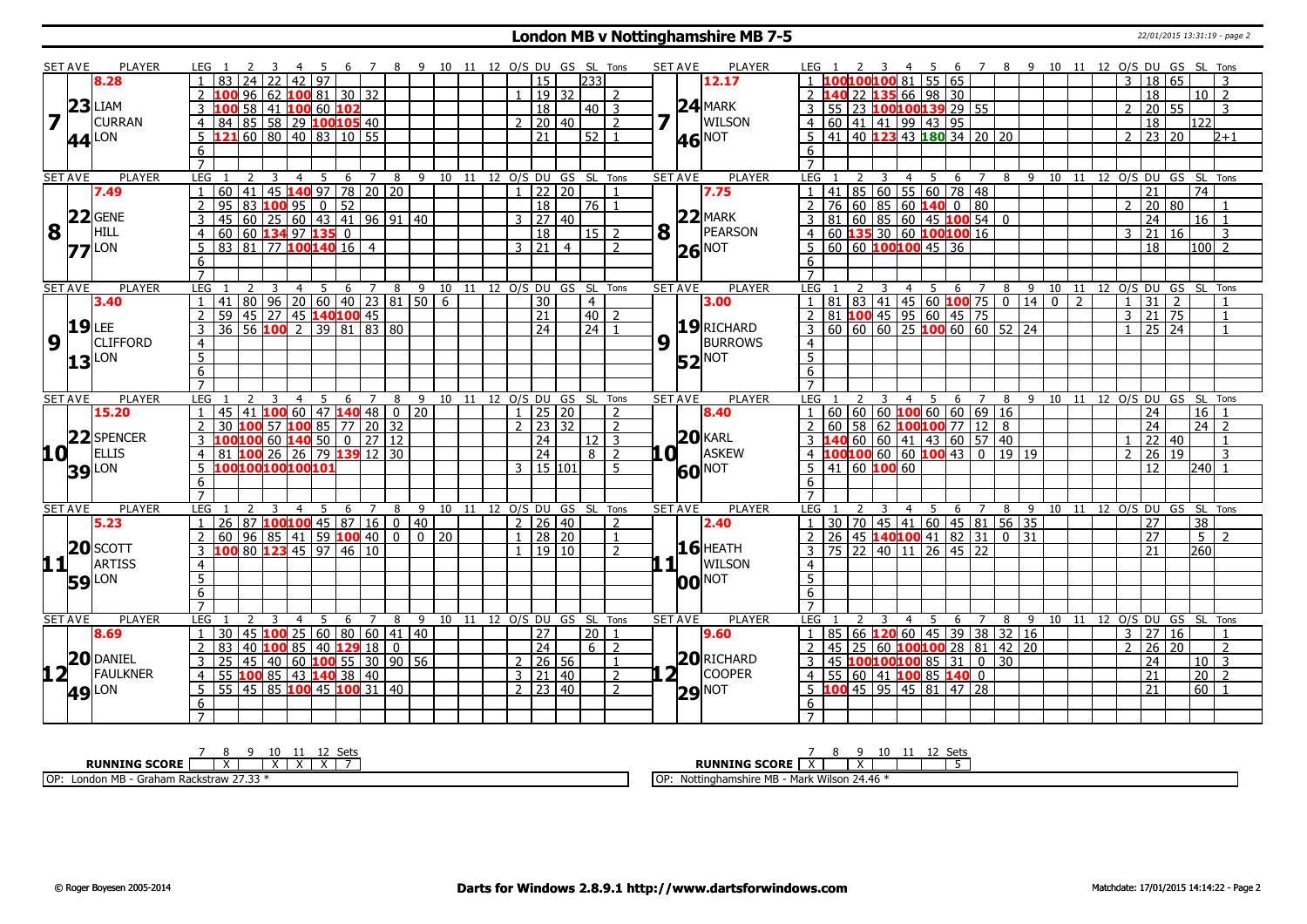# London MB v Nottinghamshire MB 7-5

22/01/2015 13:31:19 - page 2

| SET AVE | PLAYER | LEG | 1 | 2 | 3 | 4 | 5 | 6 | 7 | 8 | 9 | 10 | 11 | 12 | O/S | DU | GS | SL | Tons | SET AVE | PLAYER | LEG | 1 | 2 | 3 | 4 | 5 | 6 | 7 | 8 | 9 | 10 | 11 | 12 | O/S | DU | GS | SL | Tons |
|---|---|---|---|---|---|---|---|---|---|---|---|---|---|---|---|---|---|---|---|---|---|---|---|---|---|---|---|---|---|---|---|---|---|---|---|---|---|---|---|
| 7 | 8.28 | 1 | 83 | 24 | 22 | 42 | 97 | | | | | | | | | 15 | | 233 | | 7 | 12.17 | 1 | 100 | 100 | 100 | 81 | 55 | 65 | | | | | | | 3 | 18 | 65 | | 3 |
| | 23 LIAM | 2 | 100 | 96 | 62 | 100 | 81 | 30 | 32 | | | | | | 1 | 19 | 32 | | 2 | | 24 MARK | 2 | 140 | 22 | 135 | 66 | 98 | 30 | | | | | | | | 18 | | 10 | 2 |
| | CURRAN | 3 | 100 | 58 | 41 | 100 | 60 | 102 | | | | | | | | 18 | | 40 | 3 | | WILSON | 3 | 55 | 23 | 100 | 100 | 139 | 29 | 55 | | | | | | 2 | 20 | 55 | | 3 |
| | 44 LON | 4 | 84 | 85 | 58 | 29 | 100 | 105 | 40 | | | | | | 2 | 20 | 40 | | 2 | | 46 NOT | 4 | 60 | 41 | 41 | 99 | 43 | 95 | | | | | | | | 18 | | 122 | |
| | | 5 | 121 | 60 | 80 | 40 | 83 | 10 | 55 | | | | | | | 21 | | 52 | 1 | | | 5 | 41 | 40 | 123 | 43 | 180 | 34 | 20 | 20 | | | | | 2 | 23 | 20 | | 2+1 |
| | | 6 | | | | | | | | | | | | | | | | | | | | 6 | | | | | | | | | | | | | | | | | |
| | | 7 | | | | | | | | | | | | | | | | | | | | 7 | | | | | | | | | | | | | | | | | |
| 8 | 7.49 | 1 | 60 | 41 | 45 | 140 | 97 | 78 | 20 | 20 | | | | | 1 | 22 | 20 | | 1 | 8 | 7.75 | 1 | 41 | 85 | 60 | 55 | 60 | 78 | 48 | | | | | | | 21 | | 74 | |
| | 22 GENE | 2 | 95 | 83 | 100 | 95 | 0 | 52 | | | | | | | | 18 | | 76 | 1 | | 22 MARK | 2 | 76 | 60 | 85 | 60 | 140 | 0 | 80 | | | | | | 2 | 20 | 80 | | 1 |
| | HILL | 3 | 45 | 60 | 25 | 60 | 43 | 41 | 96 | 91 | 40 | | | | 3 | 27 | 40 | | | | PEARSON | 3 | 81 | 60 | 85 | 60 | 45 | 100 | 54 | 0 | | | | | | 24 | | 16 | 1 |
| | 77 LON | 4 | 60 | 60 | 134 | 97 | 135 | 0 | | | | | | | | 18 | | 15 | 2 | | 26 NOT | 4 | 60 | 135 | 30 | 60 | 100 | 100 | 16 | | | | | | 3 | 21 | 16 | | 3 |
| | | 5 | 83 | 81 | 77 | 100 | 140 | 16 | 4 | | | | | | 3 | 21 | 4 | | 2 | | | 5 | 60 | 60 | 100 | 100 | 45 | 36 | | | | | | | | 18 | | 100 | 2 |
| | | 6 | | | | | | | | | | | | | | | | | | | | 6 | | | | | | | | | | | | | | | | | |
| | | 7 | | | | | | | | | | | | | | | | | | | | 7 | | | | | | | | | | | | | | | | | |
| 9 | 3.40 | 1 | 41 | 80 | 96 | 20 | 60 | 40 | 23 | 81 | 50 | 6 | | | | 30 | | 4 | | 9 | 3.00 | 1 | 81 | 83 | 41 | 45 | 60 | 100 | 75 | 0 | 14 | 0 | 2 | | 1 | 31 | 2 | | 1 |
| | 19 LEE | 2 | 59 | 45 | 27 | 45 | 140 | 100 | 45 | | | | | | | 21 | | 40 | 2 | | 19 RICHARD | 2 | 81 | 100 | 45 | 95 | 60 | 45 | 75 | | | | | | 3 | 21 | 75 | | 1 |
| | CLIFFORD | 3 | 36 | 56 | 100 | 2 | 39 | 81 | 83 | 80 | | | | | | 24 | | 24 | 1 | | BURROWS | 3 | 60 | 60 | 60 | 25 | 100 | 60 | 60 | 52 | 24 | | | | 1 | 25 | 24 | | 1 |
| | 13 LON | 4 | | | | | | | | | | | | | | | | | | | 52 NOT | 4 | | | | | | | | | | | | | | | | | |
| | | 5 | | | | | | | | | | | | | | | | | | | | 5 | | | | | | | | | | | | | | | | | |
| | | 6 | | | | | | | | | | | | | | | | | | | | 6 | | | | | | | | | | | | | | | | | |
| | | 7 | | | | | | | | | | | | | | | | | | | | 7 | | | | | | | | | | | | | | | | | |
| 10 | 15.20 | 1 | 45 | 41 | 100 | 60 | 47 | 140 | 48 | 0 | 20 | | | | 1 | 25 | 20 | | 2 | 10 | 8.40 | 1 | 60 | 60 | 60 | 100 | 60 | 60 | 69 | 16 | | | | | | 24 | | 16 | 1 |
| | 22 SPENCER | 2 | 30 | 100 | 57 | 100 | 85 | 77 | 20 | 32 | | | | | 2 | 23 | 32 | | 2 | | 20 KARL | 2 | 60 | 58 | 62 | 100 | 100 | 77 | 12 | 8 | | | | | | 24 | | 24 | 2 |
| | ELLIS | 3 | 100 | 100 | 60 | 140 | 50 | 0 | 27 | 12 | | | | | | 24 | | 12 | 3 | | ASKEW | 3 | 140 | 60 | 60 | 41 | 43 | 60 | 57 | 40 | | | | | 1 | 22 | 40 | | 1 |
| | 39 LON | 4 | 81 | 100 | 26 | 26 | 79 | 139 | 12 | 30 | | | | | | 24 | | 8 | 2 | | 60 NOT | 4 | 100 | 100 | 60 | 60 | 100 | 43 | 0 | 19 | 19 | | | | 2 | 26 | 19 | | 3 |
| | | 5 | 100 | 100 | 100 | 100 | 101 | | | | | | | | 3 | 15 | 101 | | 5 | | | 5 | 41 | 60 | 100 | 60 | | | | | | | | | | 12 | | 240 | 1 |
| | | 6 | | | | | | | | | | | | | | | | | | | | 6 | | | | | | | | | | | | | | | | | |
| | | 7 | | | | | | | | | | | | | | | | | | | | 7 | | | | | | | | | | | | | | | | | |
| 11 | 5.23 | 1 | 26 | 87 | 100 | 100 | 45 | 87 | 16 | 0 | 40 | | | | 2 | 26 | 40 | | 2 | 11 | 2.40 | 1 | 30 | 70 | 45 | 41 | 60 | 45 | 81 | 56 | 35 | | | | | 27 | | 38 | |
| | 20 SCOTT | 2 | 60 | 96 | 85 | 41 | 59 | 100 | 40 | 0 | 0 | 20 | | | 1 | 28 | 20 | | 1 | | 16 HEATH | 2 | 26 | 45 | 140 | 100 | 41 | 82 | 31 | 0 | 31 | | | | | 27 | | 5 | 2 |
| | ARTISS | 3 | 100 | 80 | 123 | 45 | 97 | 46 | 10 | | | | | | 1 | 19 | 10 | | 2 | | WILSON | 3 | 75 | 22 | 40 | 11 | 26 | 45 | 22 | | | | | | | 21 | | 260 | |
| | 59 LON | 4 | | | | | | | | | | | | | | | | | | | 00 NOT | 4 | | | | | | | | | | | | | | | | | |
| | | 5 | | | | | | | | | | | | | | | | | | | | 5 | | | | | | | | | | | | | | | | | |
| | | 6 | | | | | | | | | | | | | | | | | | | | 6 | | | | | | | | | | | | | | | | | |
| | | 7 | | | | | | | | | | | | | | | | | | | | 7 | | | | | | | | | | | | | | | | | |
| 12 | 8.69 | 1 | 30 | 45 | 100 | 25 | 60 | 80 | 60 | 41 | 40 | | | | | 27 | | 20 | 1 | 12 | 9.60 | 1 | 85 | 66 | 120 | 60 | 45 | 39 | 38 | 32 | 16 | | | | 3 | 27 | 16 | | 1 |
| | 20 DANIEL | 2 | 83 | 40 | 100 | 85 | 40 | 129 | 18 | 0 | | | | | | 24 | | 6 | 2 | | 20 RICHARD | 2 | 45 | 25 | 60 | 100 | 100 | 28 | 81 | 42 | 20 | | | | 2 | 26 | 20 | | 2 |
| | FAULKNER | 3 | 25 | 45 | 40 | 60 | 100 | 55 | 30 | 90 | 56 | | | | 2 | 26 | 56 | | 1 | | COOPER | 3 | 45 | 100 | 100 | 100 | 85 | 31 | 0 | 30 | | | | | | 24 | | 10 | 3 |
| | 49 LON | 4 | 55 | 100 | 85 | 43 | 140 | 38 | 40 | | | | | | 3 | 21 | 40 | | 2 | | 29 NOT | 4 | 55 | 60 | 41 | 100 | 85 | 140 | 0 | | | | | | | 21 | | 20 | 2 |
| | | 5 | 55 | 45 | 85 | 100 | 45 | 100 | 31 | 40 | | | | | 2 | 23 | 40 | | 2 | | | 5 | 100 | 45 | 95 | 45 | 81 | 47 | 28 | | | | | | | 21 | | 60 | 1 |
| | | 6 | | | | | | | | | | | | | | | | | | | | 6 | | | | | | | | | | | | | | | | | |
| | | 7 | | | | | | | | | | | | | | | | | | | | 7 | | | | | | | | | | | | | | | | | |

| RUNNING SCORE | 7 | 8 | 9 | 10 | 11 | 12 | Sets |
|---|---|---|---|---|---|---|---|
| London MB | | X | | X | X | X | 7 |
| Nottinghamshire MB | X | | X | | | | 5 |

OP: London MB - Graham Rackstraw 27.33 *

OP: Nottinghamshire MB - Mark Wilson 24.46 *

© Roger Boyesen 2005-2014 **Darts for Windows 2.8.9.1 http://www.dartsforwindows.com** Matchdate: 17/01/2015 14:14:22 - Page 2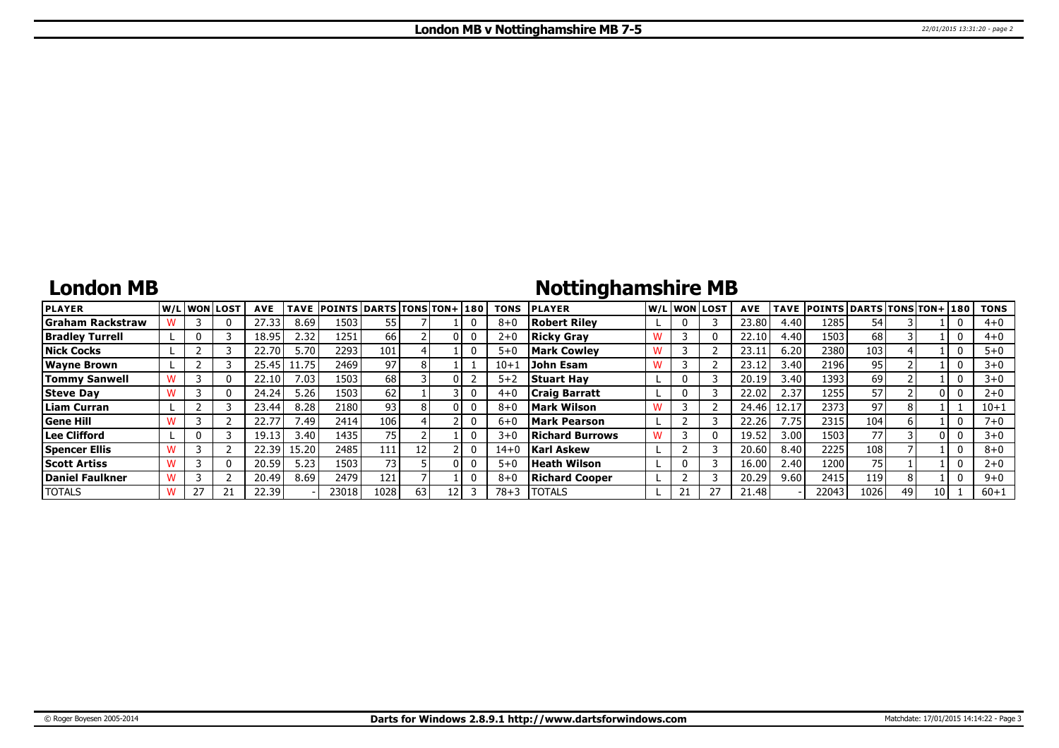# London MB v Nottinghamshire MB 7-5

## London MB

| PLAYER | W/L | WON | LOST | AVE | TAVE | POINTS | DARTS | TONS | TON+ | 180 | TONS |
|---|---|---|---|---|---|---|---|---|---|---|---|
| Graham Rackstraw | W | 3 | 0 | 27.33 | 8.69 | 1503 | 55 | 7 | 1 | 0 | 8+0 |
| Bradley Turrell | L | 0 | 3 | 18.95 | 2.32 | 1251 | 66 | 2 | 0 | 0 | 2+0 |
| Nick Cocks | L | 2 | 3 | 22.70 | 5.70 | 2293 | 101 | 4 | 1 | 0 | 5+0 |
| Wayne Brown | L | 2 | 3 | 25.45 | 11.75 | 2469 | 97 | 8 | 1 | 1 | 10+1 |
| Tommy Sanwell | W | 3 | 0 | 22.10 | 7.03 | 1503 | 68 | 3 | 0 | 2 | 5+2 |
| Steve Day | W | 3 | 0 | 24.24 | 5.26 | 1503 | 62 | 1 | 3 | 0 | 4+0 |
| Liam Curran | L | 2 | 3 | 23.44 | 8.28 | 2180 | 93 | 8 | 0 | 0 | 8+0 |
| Gene Hill | W | 3 | 2 | 22.77 | 7.49 | 2414 | 106 | 4 | 2 | 0 | 6+0 |
| Lee Clifford | L | 0 | 3 | 19.13 | 3.40 | 1435 | 75 | 2 | 1 | 0 | 3+0 |
| Spencer Ellis | W | 3 | 2 | 22.39 | 15.20 | 2485 | 111 | 12 | 2 | 0 | 14+0 |
| Scott Artiss | W | 3 | 0 | 20.59 | 5.23 | 1503 | 73 | 5 | 0 | 0 | 5+0 |
| Daniel Faulkner | W | 3 | 2 | 20.49 | 8.69 | 2479 | 121 | 7 | 1 | 0 | 8+0 |
| TOTALS | W | 27 | 21 | 22.39 | - | 23018 | 1028 | 63 | 12 | 3 | 78+3 |

## Nottinghamshire MB

| PLAYER | W/L | WON | LOST | AVE | TAVE | POINTS | DARTS | TONS | TON+ | 180 | TONS |
|---|---|---|---|---|---|---|---|---|---|---|---|
| Robert Riley | L | 0 | 3 | 23.80 | 4.40 | 1285 | 54 | 3 | 1 | 0 | 4+0 |
| Ricky Gray | W | 3 | 0 | 22.10 | 4.40 | 1503 | 68 | 3 | 1 | 0 | 4+0 |
| Mark Cowley | W | 3 | 2 | 23.11 | 6.20 | 2380 | 103 | 4 | 1 | 0 | 5+0 |
| John Esam | W | 3 | 2 | 23.12 | 3.40 | 2196 | 95 | 2 | 1 | 0 | 3+0 |
| Stuart Hay | L | 0 | 3 | 20.19 | 3.40 | 1393 | 69 | 2 | 1 | 0 | 3+0 |
| Craig Barratt | L | 0 | 3 | 22.02 | 2.37 | 1255 | 57 | 2 | 0 | 0 | 2+0 |
| Mark Wilson | W | 3 | 2 | 24.46 | 12.17 | 2373 | 97 | 8 | 1 | 1 | 10+1 |
| Mark Pearson | L | 2 | 3 | 22.26 | 7.75 | 2315 | 104 | 6 | 1 | 0 | 7+0 |
| Richard Burrows | W | 3 | 0 | 19.52 | 3.00 | 1503 | 77 | 3 | 0 | 0 | 3+0 |
| Karl Askew | L | 2 | 3 | 20.60 | 8.40 | 2225 | 108 | 7 | 1 | 0 | 8+0 |
| Heath Wilson | L | 0 | 3 | 16.00 | 2.40 | 1200 | 75 | 1 | 1 | 0 | 2+0 |
| Richard Cooper | L | 2 | 3 | 20.29 | 9.60 | 2415 | 119 | 8 | 1 | 0 | 9+0 |
| TOTALS | L | 21 | 27 | 21.48 | - | 22043 | 1026 | 49 | 10 | 1 | 60+1 |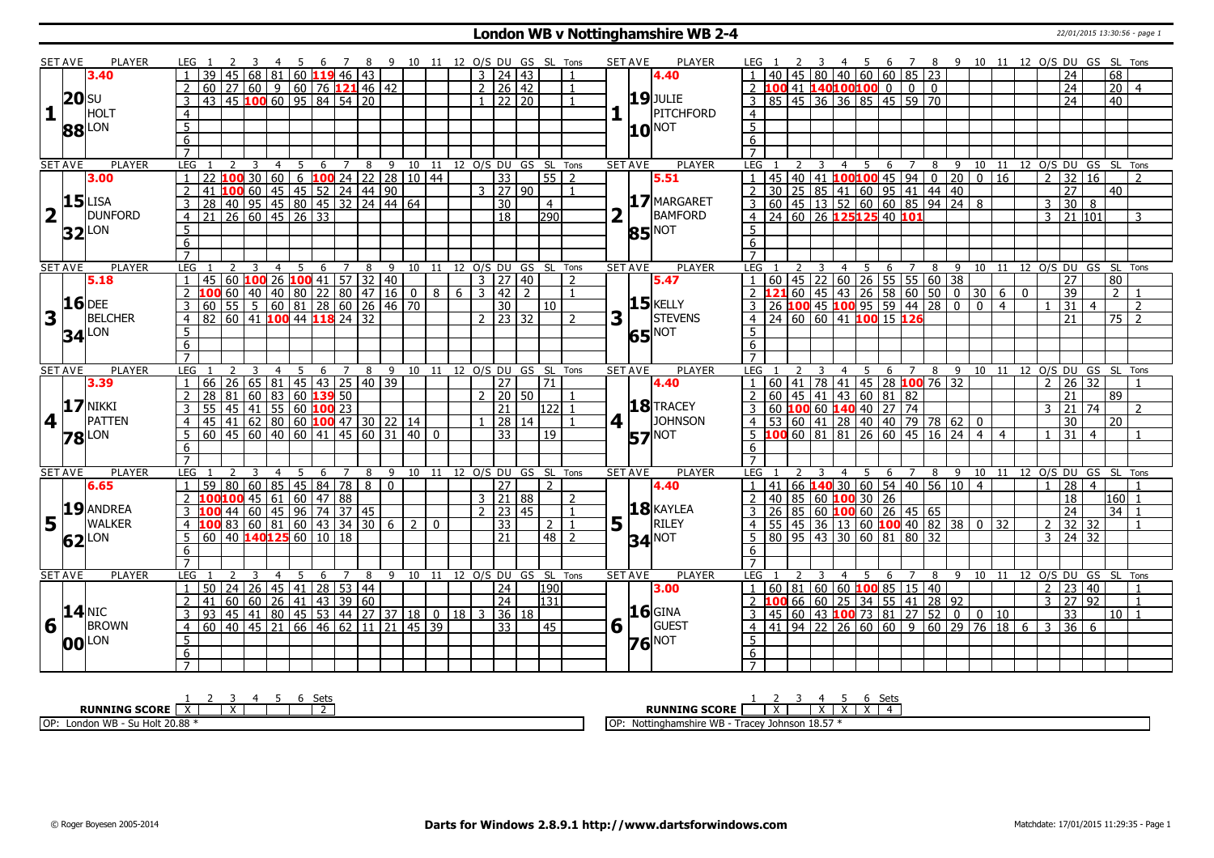# London WB v Nottinghamshire WB 2-4

22/01/2015 13:30:56 - page 1

## Set 1

| SET AVE | PLAYER | LEG | 1 | 2 | 3 | 4 | 5 | 6 | 7 | 8 | 9 | 10 | 11 | 12 | O/S | DU | GS | SL | Tons |
|---|---|---|---|---|---|---|---|---|---|---|---|---|---|---|---|---|---|---|---|
| 3.40 | SU HOLT LON | 1 | 39 | 45 | 68 | 81 | 60 | 119 | 46 | 43 | | | | | 3 | 24 | 43 | | 1 |
| 20.88 | | 2 | 60 | 27 | 60 | 9 | 60 | 76 | 121 | 46 | 42 | | | | 2 | 26 | 42 | | 1 |
| | | 3 | 43 | 45 | 100 | 60 | 95 | 84 | 54 | 20 | | | | | 1 | 22 | 20 | | 1 |

| SET AVE | PLAYER | LEG | 1 | 2 | 3 | 4 | 5 | 6 | 7 | 8 | 9 | 10 | 11 | 12 | O/S | DU | GS | SL | Tons |
|---|---|---|---|---|---|---|---|---|---|---|---|---|---|---|---|---|---|---|---|
| 4.40 | JULIE PITCHFORD NOT | 1 | 40 | 45 | 80 | 40 | 60 | 60 | 85 | 23 | | | | | | 24 | | 68 | |
| 19.10 | | 2 | 100 | 41 | 140 | 100 | 100 | 0 | 0 | 0 | | | | | | 24 | | 20 | 4 |
| | | 3 | 85 | 45 | 36 | 36 | 85 | 45 | 59 | 70 | | | | | | 24 | | 40 | |

## Set 2

| SET AVE | PLAYER | LEG | 1 | 2 | 3 | 4 | 5 | 6 | 7 | 8 | 9 | 10 | 11 | 12 | O/S | DU | GS | SL | Tons |
|---|---|---|---|---|---|---|---|---|---|---|---|---|---|---|---|---|---|---|---|
| 3.00 | LISA DUNFORD LON | 1 | 22 | 100 | 30 | 60 | 6 | 100 | 24 | 22 | 28 | 10 | 44 | | | 33 | | 55 | 2 |
| 15.32 | | 2 | 41 | 100 | 60 | 45 | 45 | 52 | 24 | 44 | 90 | | | | 3 | 27 | 90 | | 1 |
| | | 3 | 28 | 40 | 95 | 45 | 80 | 45 | 32 | 24 | 44 | 64 | | | | 30 | | 4 | |
| | | 4 | 21 | 26 | 60 | 45 | 26 | 33 | | | | | | | | 18 | | 290 | |

| SET AVE | PLAYER | LEG | 1 | 2 | 3 | 4 | 5 | 6 | 7 | 8 | 9 | 10 | 11 | 12 | O/S | DU | GS | SL | Tons |
|---|---|---|---|---|---|---|---|---|---|---|---|---|---|---|---|---|---|---|---|
| 5.51 | MARGARET BAMFORD NOT | 1 | 45 | 40 | 41 | 100 | 100 | 45 | 94 | 0 | 20 | 0 | 16 | | 2 | 32 | 16 | | 2 |
| 17.85 | | 2 | 30 | 25 | 85 | 41 | 60 | 95 | 41 | 44 | 40 | | | | | 27 | | 40 | |
| | | 3 | 60 | 45 | 13 | 52 | 60 | 60 | 85 | 94 | 24 | 8 | | | 3 | 30 | 8 | | |
| | | 4 | 24 | 60 | 26 | 125 | 125 | 40 | 101 | | | | | | 3 | 21 | 101 | | 3 |

## Set 3

| SET AVE | PLAYER | LEG | 1 | 2 | 3 | 4 | 5 | 6 | 7 | 8 | 9 | 10 | 11 | 12 | O/S | DU | GS | SL | Tons |
|---|---|---|---|---|---|---|---|---|---|---|---|---|---|---|---|---|---|---|---|
| 5.18 | DEE BELCHER LON | 1 | 45 | 60 | 100 | 26 | 100 | 41 | 57 | 32 | 40 | | | | 3 | 27 | 40 | | 2 |
| 16.34 | | 2 | 100 | 60 | 40 | 40 | 80 | 22 | 80 | 47 | 16 | 0 | 8 | 6 | 3 | 42 | 2 | | 1 |
| | | 3 | 60 | 55 | 5 | 60 | 81 | 28 | 60 | 26 | 46 | 70 | | | | 30 | | 10 | |
| | | 4 | 82 | 60 | 41 | 100 | 44 | 118 | 24 | 32 | | | | | 2 | 23 | 32 | | 2 |

| SET AVE | PLAYER | LEG | 1 | 2 | 3 | 4 | 5 | 6 | 7 | 8 | 9 | 10 | 11 | 12 | O/S | DU | GS | SL | Tons |
|---|---|---|---|---|---|---|---|---|---|---|---|---|---|---|---|---|---|---|---|
| 5.47 | KELLY STEVENS NOT | 1 | 60 | 45 | 22 | 60 | 26 | 55 | 55 | 60 | 38 | | | | | 27 | | 80 | |
| 15.65 | | 2 | 121 | 60 | 45 | 43 | 26 | 58 | 60 | 50 | 0 | 30 | 6 | 0 | | 39 | | 2 | 1 |
| | | 3 | 26 | 100 | 45 | 100 | 95 | 59 | 44 | 28 | 0 | 0 | 4 | | 1 | 31 | 4 | | 2 |
| | | 4 | 24 | 60 | 60 | 41 | 100 | 15 | 126 | | | | | | | 21 | | 75 | 2 |

## Set 4

| SET AVE | PLAYER | LEG | 1 | 2 | 3 | 4 | 5 | 6 | 7 | 8 | 9 | 10 | 11 | 12 | O/S | DU | GS | SL | Tons |
|---|---|---|---|---|---|---|---|---|---|---|---|---|---|---|---|---|---|---|---|
| 3.39 | NIKKI PATTEN LON | 1 | 66 | 26 | 65 | 81 | 45 | 43 | 25 | 40 | 39 | | | | | 27 | | 71 | |
| 17.78 | | 2 | 28 | 81 | 60 | 83 | 60 | 139 | 50 | | | | | | 2 | 20 | 50 | | 1 |
| | | 3 | 55 | 45 | 41 | 55 | 60 | 100 | 23 | | | | | | | 21 | | 122 | 1 |
| | | 4 | 45 | 41 | 62 | 80 | 60 | 100 | 47 | 30 | 22 | 14 | | | 1 | 28 | 14 | | 1 |
| | | 5 | 60 | 45 | 60 | 40 | 60 | 41 | 45 | 60 | 31 | 40 | 0 | | | 33 | | 19 | |

| SET AVE | PLAYER | LEG | 1 | 2 | 3 | 4 | 5 | 6 | 7 | 8 | 9 | 10 | 11 | 12 | O/S | DU | GS | SL | Tons |
|---|---|---|---|---|---|---|---|---|---|---|---|---|---|---|---|---|---|---|---|
| 4.40 | TRACEY JOHNSON NOT | 1 | 60 | 41 | 78 | 41 | 45 | 28 | 100 | 76 | 32 | | | | 2 | 26 | 32 | | 1 |
| 18.57 | | 2 | 60 | 45 | 41 | 43 | 60 | 81 | 82 | | | | | | | 21 | | 89 | |
| | | 3 | 60 | 100 | 60 | 140 | 40 | 27 | 74 | | | | | | 3 | 21 | 74 | | 2 |
| | | 4 | 53 | 60 | 41 | 28 | 40 | 40 | 79 | 78 | 62 | 0 | | | | 30 | | 20 | |
| | | 5 | 100 | 60 | 81 | 81 | 26 | 60 | 45 | 16 | 24 | 4 | 4 | | 1 | 31 | 4 | | 1 |

## Set 5

| SET AVE | PLAYER | LEG | 1 | 2 | 3 | 4 | 5 | 6 | 7 | 8 | 9 | 10 | 11 | 12 | O/S | DU | GS | SL | Tons |
|---|---|---|---|---|---|---|---|---|---|---|---|---|---|---|---|---|---|---|---|
| 6.65 | ANDREA WALKER LON | 1 | 59 | 80 | 60 | 85 | 45 | 84 | 78 | 8 | 0 | | | | | 27 | | 2 | |
| 19.62 | | 2 | 100 | 100 | 45 | 61 | 60 | 47 | 88 | | | | | | 3 | 21 | 88 | | 2 |
| | | 3 | 100 | 44 | 60 | 45 | 96 | 74 | 37 | 45 | | | | | 2 | 23 | 45 | | 1 |
| | | 4 | 100 | 83 | 60 | 81 | 60 | 43 | 34 | 30 | 6 | 2 | 0 | | | 33 | | 2 | 1 |
| | | 5 | 60 | 40 | 140 | 125 | 60 | 10 | 18 | | | | | | | 21 | | 48 | 2 |

| SET AVE | PLAYER | LEG | 1 | 2 | 3 | 4 | 5 | 6 | 7 | 8 | 9 | 10 | 11 | 12 | O/S | DU | GS | SL | Tons |
|---|---|---|---|---|---|---|---|---|---|---|---|---|---|---|---|---|---|---|---|
| 4.40 | KAYLEA RILEY NOT | 1 | 41 | 66 | 140 | 30 | 60 | 54 | 40 | 56 | 10 | 4 | | | 1 | 28 | 4 | | 1 |
| 18.34 | | 2 | 40 | 85 | 60 | 100 | 30 | 26 | | | | | | | | 18 | | 160 | 1 |
| | | 3 | 26 | 85 | 60 | 100 | 60 | 26 | 45 | 65 | | | | | | 24 | | 34 | 1 |
| | | 4 | 55 | 45 | 36 | 13 | 60 | 100 | 40 | 82 | 38 | 0 | 32 | | 2 | 32 | 32 | | 1 |
| | | 5 | 80 | 95 | 43 | 30 | 60 | 81 | 80 | 32 | | | | | 3 | 24 | 32 | | |

## Set 6

| SET AVE | PLAYER | LEG | 1 | 2 | 3 | 4 | 5 | 6 | 7 | 8 | 9 | 10 | 11 | 12 | O/S | DU | GS | SL | Tons |
|---|---|---|---|---|---|---|---|---|---|---|---|---|---|---|---|---|---|---|---|
| | NIC BROWN LON | 1 | 50 | 24 | 26 | 45 | 41 | 28 | 53 | 44 | | | | | | 24 | | 190 | |
| 14.00 | | 2 | 41 | 60 | 60 | 26 | 41 | 43 | 39 | 60 | | | | | | 24 | | 131 | |
| | | 3 | 93 | 45 | 41 | 80 | 45 | 53 | 44 | 27 | 37 | 18 | 0 | 18 | 3 | 36 | 18 | | |
| | | 4 | 60 | 40 | 45 | 21 | 66 | 46 | 62 | 11 | 21 | 45 | 39 | | | 33 | | 45 | |

| SET AVE | PLAYER | LEG | 1 | 2 | 3 | 4 | 5 | 6 | 7 | 8 | 9 | 10 | 11 | 12 | O/S | DU | GS | SL | Tons |
|---|---|---|---|---|---|---|---|---|---|---|---|---|---|---|---|---|---|---|---|
| 3.00 | GINA GUEST NOT | 1 | 60 | 81 | 60 | 60 | 100 | 85 | 15 | 40 | | | | | 2 | 23 | 40 | | 1 |
| 16.76 | | 2 | 100 | 66 | 60 | 25 | 34 | 55 | 41 | 28 | 92 | | | | 3 | 27 | 92 | | 1 |
| | | 3 | 45 | 60 | 43 | 100 | 73 | 81 | 27 | 52 | 0 | 0 | 10 | | | 33 | | 10 | 1 |
| | | 4 | 41 | 94 | 22 | 26 | 60 | 60 | 9 | 60 | 29 | 76 | 18 | 6 | 3 | 36 | 6 | | |

| RUNNING SCORE | 1 | 2 | 3 | 4 | 5 | 6 | Sets |
|---|---|---|---|---|---|---|---|
| London WB | X | | X | | | | 2 |
| Nottinghamshire WB | | X | | X | X | X | 4 |

OP: London WB - Su Holt 20.88 *

OP: Nottinghamshire WB - Tracey Johnson 18.57 *

© Roger Boyesen 2005-2014 | Darts for Windows 2.8.9.1 http://www.dartsforwindows.com | Matchdate: 17/01/2015 11:29:35 - Page 1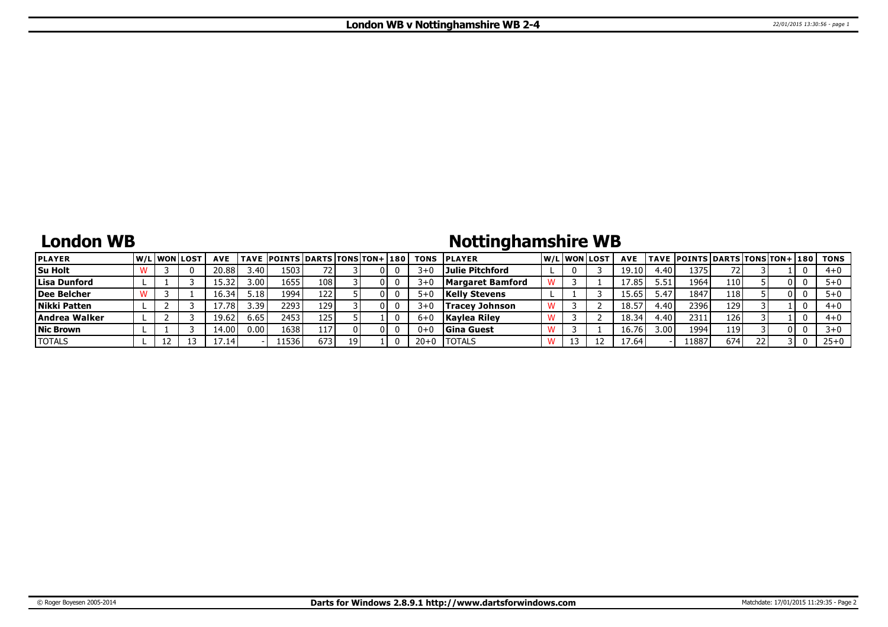# London WB v Nottinghamshire WB 2-4

## London WB

| PLAYER | W/L | WON | LOST | AVE | TAVE | POINTS | DARTS | TONS | TON+ | 180 | TONS |
|---|---|---|---|---|---|---|---|---|---|---|---|
| Su Holt | W | 3 | 0 | 20.88 | 3.40 | 1503 | 72 | 3 | 0 | 0 | 3+0 |
| Lisa Dunford | L | 1 | 3 | 15.32 | 3.00 | 1655 | 108 | 3 | 0 | 0 | 3+0 |
| Dee Belcher | W | 3 | 1 | 16.34 | 5.18 | 1994 | 122 | 5 | 0 | 0 | 5+0 |
| Nikki Patten | L | 2 | 3 | 17.78 | 3.39 | 2293 | 129 | 3 | 0 | 0 | 3+0 |
| Andrea Walker | L | 2 | 3 | 19.62 | 6.65 | 2453 | 125 | 5 | 1 | 0 | 6+0 |
| Nic Brown | L | 1 | 3 | 14.00 | 0.00 | 1638 | 117 | 0 | 0 | 0 | 0+0 |
| TOTALS | L | 12 | 13 | 17.14 | - | 11536 | 673 | 19 | 1 | 0 | 20+0 |

## Nottinghamshire WB

| PLAYER | W/L | WON | LOST | AVE | TAVE | POINTS | DARTS | TONS | TON+ | 180 | TONS |
|---|---|---|---|---|---|---|---|---|---|---|---|
| Julie Pitchford | L | 0 | 3 | 19.10 | 4.40 | 1375 | 72 | 3 | 1 | 0 | 4+0 |
| Margaret Bamford | W | 3 | 1 | 17.85 | 5.51 | 1964 | 110 | 5 | 0 | 0 | 5+0 |
| Kelly Stevens | L | 1 | 3 | 15.65 | 5.47 | 1847 | 118 | 5 | 0 | 0 | 5+0 |
| Tracey Johnson | W | 3 | 2 | 18.57 | 4.40 | 2396 | 129 | 3 | 1 | 0 | 4+0 |
| Kaylea Riley | W | 3 | 2 | 18.34 | 4.40 | 2311 | 126 | 3 | 1 | 0 | 4+0 |
| Gina Guest | W | 3 | 1 | 16.76 | 3.00 | 1994 | 119 | 3 | 0 | 0 | 3+0 |
| TOTALS | W | 13 | 12 | 17.64 | - | 11887 | 674 | 22 | 3 | 0 | 25+0 |